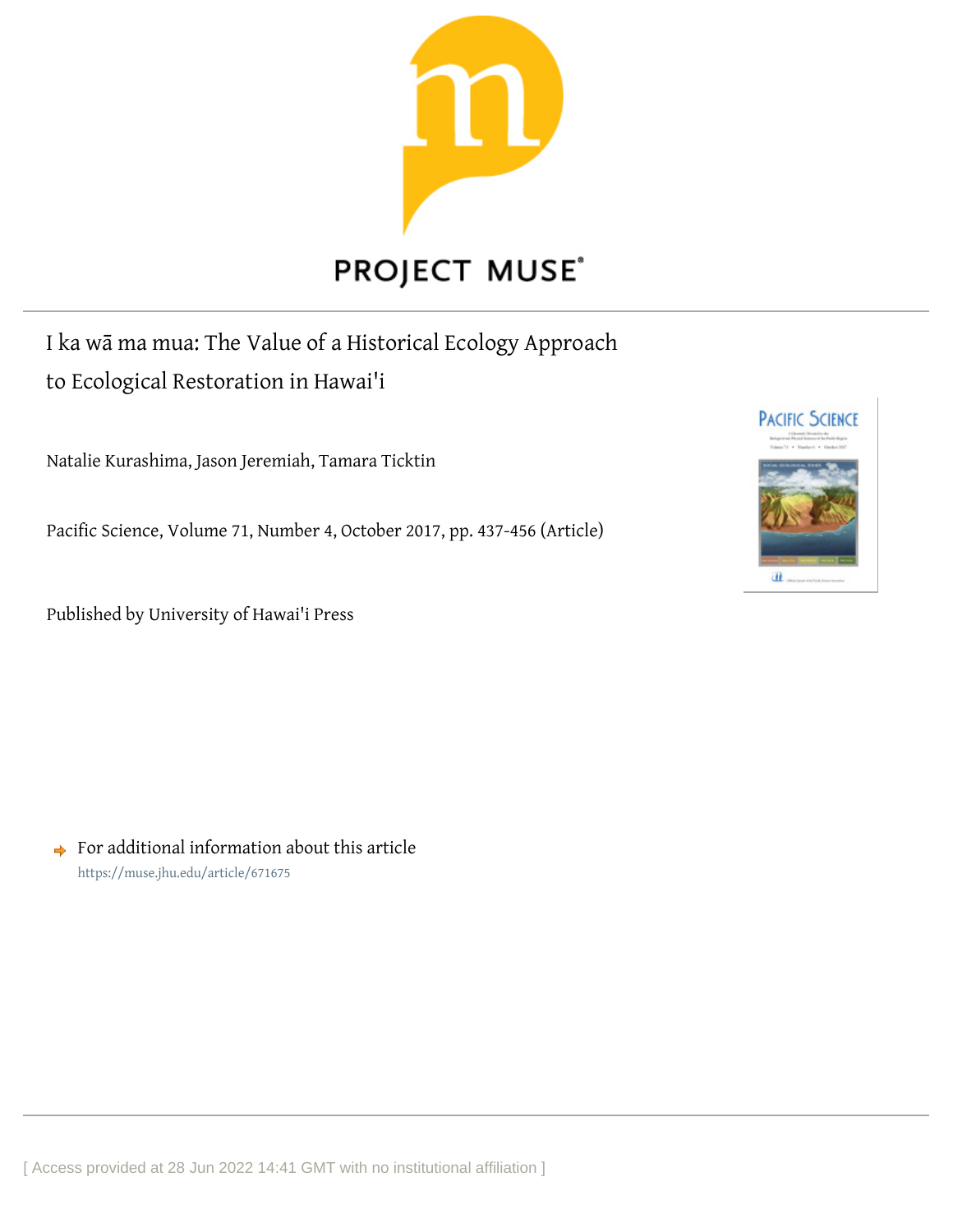PROJECT MUSE

# I ka wā ma mua: The Value of a Historical Ecology Approach to Ecological Restoration in Hawai'i

Natalie Kurashima, Jason Jeremiah, Tamara Ticktin

Pacific Science, Volume 71, Number 4, October 2017, pp. 437-456 (Article)

Published by University of Hawai'i Press

For additional information about this article
https://muse.jhu.edu/article/671675

[ Access provided at 28 Jun 2022 14:41 GMT with no institutional affiliation ]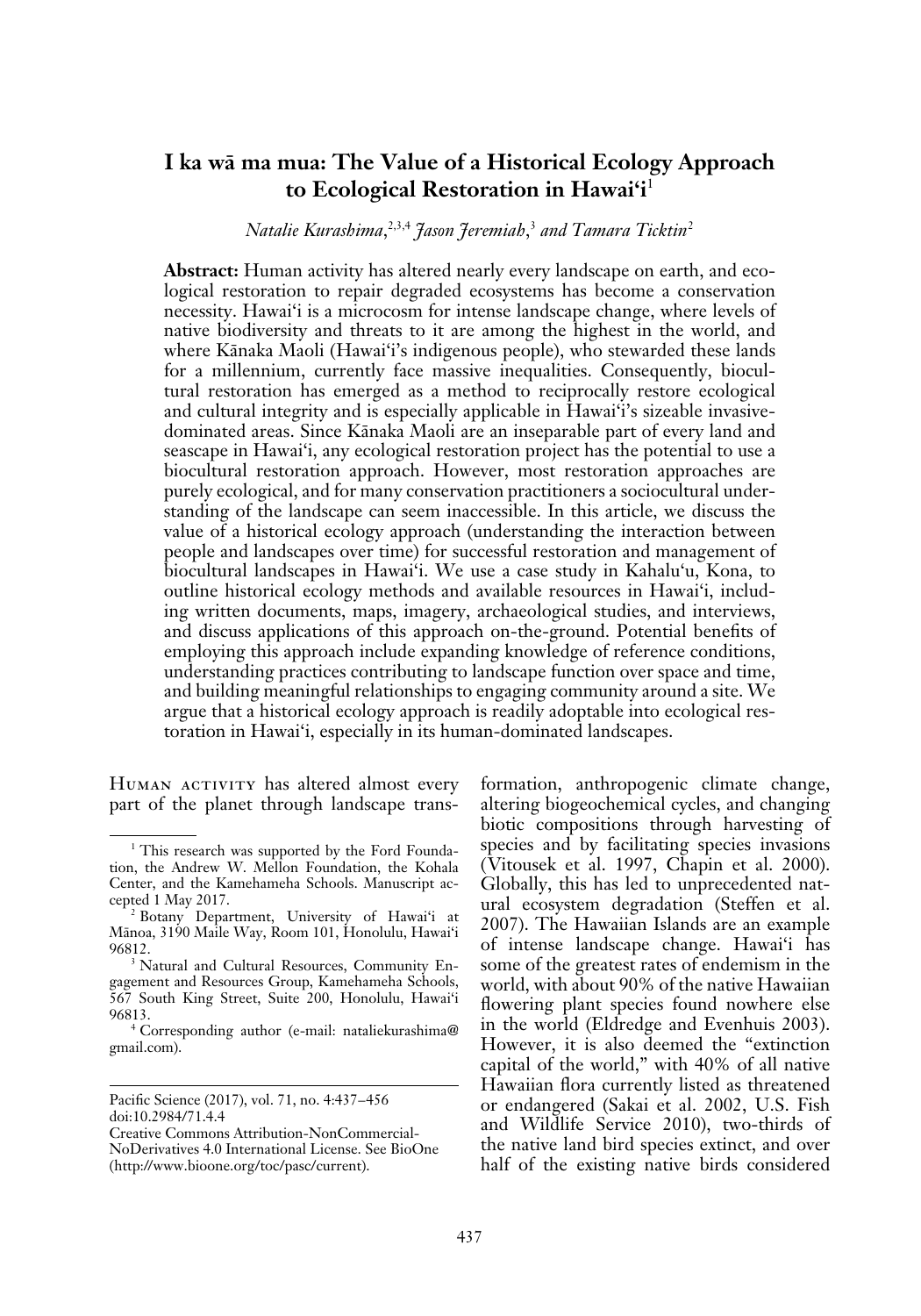# I ka wā ma mua: The Value of a Historical Ecology Approach to Ecological Restoration in Hawaiʻi[1]

*Natalie Kurashima,[2,3,4] Jason Jeremiah,[3] and Tamara Ticktin[2]*

**Abstract:** Human activity has altered nearly every landscape on earth, and ecological restoration to repair degraded ecosystems has become a conservation necessity. Hawaiʻi is a microcosm for intense landscape change, where levels of native biodiversity and threats to it are among the highest in the world, and where Kānaka Maoli (Hawaiʻi's indigenous people), who stewarded these lands for a millennium, currently face massive inequalities. Consequently, biocultural restoration has emerged as a method to reciprocally restore ecological and cultural integrity and is especially applicable in Hawaiʻi's sizeable invasive-dominated areas. Since Kānaka Maoli are an inseparable part of every land and seascape in Hawaiʻi, any ecological restoration project has the potential to use a biocultural restoration approach. However, most restoration approaches are purely ecological, and for many conservation practitioners a sociocultural understanding of the landscape can seem inaccessible. In this article, we discuss the value of a historical ecology approach (understanding the interaction between people and landscapes over time) for successful restoration and management of biocultural landscapes in Hawaiʻi. We use a case study in Kahaluʻu, Kona, to outline historical ecology methods and available resources in Hawaiʻi, including written documents, maps, imagery, archaeological studies, and interviews, and discuss applications of this approach on-the-ground. Potential benefits of employing this approach include expanding knowledge of reference conditions, understanding practices contributing to landscape function over space and time, and building meaningful relationships to engaging community around a site. We argue that a historical ecology approach is readily adoptable into ecological restoration in Hawaiʻi, especially in its human-dominated landscapes.

Human activity has altered almost every part of the planet through landscape transformation, anthropogenic climate change, altering biogeochemical cycles, and changing biotic compositions through harvesting of species and by facilitating species invasions (Vitousek et al. 1997, Chapin et al. 2000). Globally, this has led to unprecedented natural ecosystem degradation (Steffen et al. 2007). The Hawaiian Islands are an example of intense landscape change. Hawaiʻi has some of the greatest rates of endemism in the world, with about 90% of the native Hawaiian flowering plant species found nowhere else in the world (Eldredge and Evenhuis 2003). However, it is also deemed the "extinction capital of the world," with 40% of all native Hawaiian flora currently listed as threatened or endangered (Sakai et al. 2002, U.S. Fish and Wildlife Service 2010), two-thirds of the native land bird species extinct, and over half of the existing native birds considered

---

[1] This research was supported by the Ford Foundation, the Andrew W. Mellon Foundation, the Kohala Center, and the Kamehameha Schools. Manuscript accepted 1 May 2017.

[2] Botany Department, University of Hawaiʻi at Mānoa, 3190 Maile Way, Room 101, Honolulu, Hawaiʻi 96812.

[3] Natural and Cultural Resources, Community Engagement and Resources Group, Kamehameha Schools, 567 South King Street, Suite 200, Honolulu, Hawaiʻi 96813.

[4] Corresponding author (e-mail: nataliekurashima@gmail.com).

Pacific Science (2017), vol. 71, no. 4:437–456
doi:10.2984/71.4.4
Creative Commons Attribution-NonCommercial-NoDerivatives 4.0 International License. See BioOne (http://www.bioone.org/toc/pasc/current).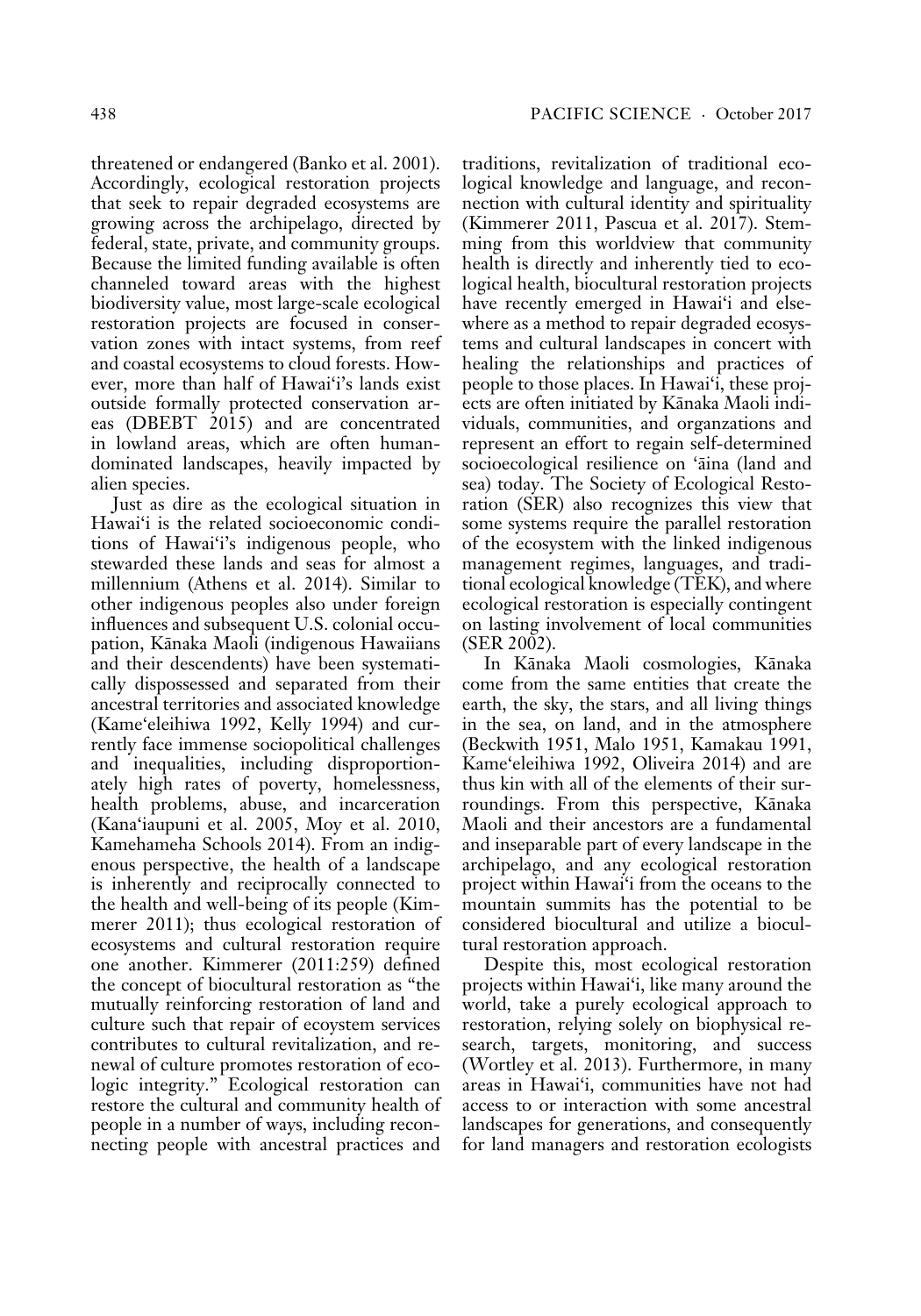threatened or endangered (Banko et al. 2001). Accordingly, ecological restoration projects that seek to repair degraded ecosystems are growing across the archipelago, directed by federal, state, private, and community groups. Because the limited funding available is often channeled toward areas with the highest biodiversity value, most large-scale ecological restoration projects are focused in conservation zones with intact systems, from reef and coastal ecosystems to cloud forests. However, more than half of Hawai'i's lands exist outside formally protected conservation areas (DBEBT 2015) and are concentrated in lowland areas, which are often human-dominated landscapes, heavily impacted by alien species.

Just as dire as the ecological situation in Hawai'i is the related socioeconomic conditions of Hawai'i's indigenous people, who stewarded these lands and seas for almost a millennium (Athens et al. 2014). Similar to other indigenous peoples also under foreign influences and subsequent U.S. colonial occupation, Kānaka Maoli (indigenous Hawaiians and their descendents) have been systematically dispossessed and separated from their ancestral territories and associated knowledge (Kame'eleihiwa 1992, Kelly 1994) and currently face immense sociopolitical challenges and inequalities, including disproportionately high rates of poverty, homelessness, health problems, abuse, and incarceration (Kana'iaupuni et al. 2005, Moy et al. 2010, Kamehameha Schools 2014). From an indigenous perspective, the health of a landscape is inherently and reciprocally connected to the health and well-being of its people (Kimmerer 2011); thus ecological restoration of ecosystems and cultural restoration require one another. Kimmerer (2011:259) defined the concept of biocultural restoration as "the mutually reinforcing restoration of land and culture such that repair of ecoystem services contributes to cultural revitalization, and renewal of culture promotes restoration of ecologic integrity." Ecological restoration can restore the cultural and community health of people in a number of ways, including reconnecting people with ancestral practices and traditions, revitalization of traditional ecological knowledge and language, and reconnection with cultural identity and spirituality (Kimmerer 2011, Pascua et al. 2017). Stemming from this worldview that community health is directly and inherently tied to ecological health, biocultural restoration projects have recently emerged in Hawai'i and elsewhere as a method to repair degraded ecosystems and cultural landscapes in concert with healing the relationships and practices of people to those places. In Hawai'i, these projects are often initiated by Kānaka Maoli individuals, communities, and organzations and represent an effort to regain self-determined socioecological resilience on 'āina (land and sea) today. The Society of Ecological Restoration (SER) also recognizes this view that some systems require the parallel restoration of the ecosystem with the linked indigenous management regimes, languages, and traditional ecological knowledge (TEK), and where ecological restoration is especially contingent on lasting involvement of local communities (SER 2002).

In Kānaka Maoli cosmologies, Kānaka come from the same entities that create the earth, the sky, the stars, and all living things in the sea, on land, and in the atmosphere (Beckwith 1951, Malo 1951, Kamakau 1991, Kame'eleihiwa 1992, Oliveira 2014) and are thus kin with all of the elements of their surroundings. From this perspective, Kānaka Maoli and their ancestors are a fundamental and inseparable part of every landscape in the archipelago, and any ecological restoration project within Hawai'i from the oceans to the mountain summits has the potential to be considered biocultural and utilize a biocultural restoration approach.

Despite this, most ecological restoration projects within Hawai'i, like many around the world, take a purely ecological approach to restoration, relying solely on biophysical research, targets, monitoring, and success (Wortley et al. 2013). Furthermore, in many areas in Hawai'i, communities have not had access to or interaction with some ancestral landscapes for generations, and consequently for land managers and restoration ecologists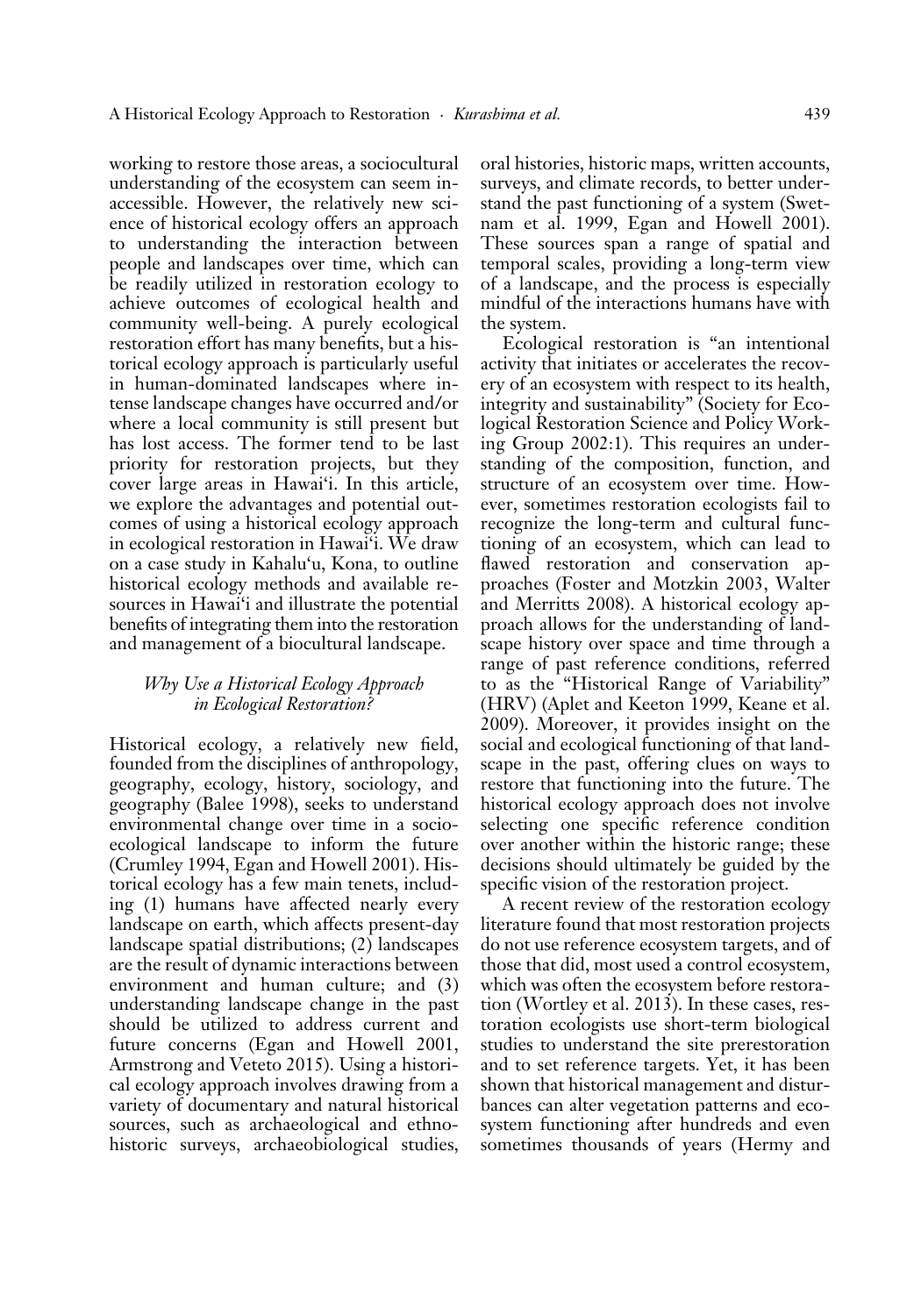working to restore those areas, a sociocultural understanding of the ecosystem can seem inaccessible. However, the relatively new science of historical ecology offers an approach to understanding the interaction between people and landscapes over time, which can be readily utilized in restoration ecology to achieve outcomes of ecological health and community well-being. A purely ecological restoration effort has many benefits, but a historical ecology approach is particularly useful in human-dominated landscapes where intense landscape changes have occurred and/or where a local community is still present but has lost access. The former tend to be last priority for restoration projects, but they cover large areas in Hawai'i. In this article, we explore the advantages and potential outcomes of using a historical ecology approach in ecological restoration in Hawai'i. We draw on a case study in Kahalu'u, Kona, to outline historical ecology methods and available resources in Hawai'i and illustrate the potential benefits of integrating them into the restoration and management of a biocultural landscape.

### *Why Use a Historical Ecology Approach in Ecological Restoration?*

Historical ecology, a relatively new field, founded from the disciplines of anthropology, geography, ecology, history, sociology, and geography (Balee 1998), seeks to understand environmental change over time in a socio-ecological landscape to inform the future (Crumley 1994, Egan and Howell 2001). Historical ecology has a few main tenets, including (1) humans have affected nearly every landscape on earth, which affects present-day landscape spatial distributions; (2) landscapes are the result of dynamic interactions between environment and human culture; and (3) understanding landscape change in the past should be utilized to address current and future concerns (Egan and Howell 2001, Armstrong and Veteto 2015). Using a historical ecology approach involves drawing from a variety of documentary and natural historical sources, such as archaeological and ethnohistoric surveys, archaeobiological studies, oral histories, historic maps, written accounts, surveys, and climate records, to better understand the past functioning of a system (Swetnam et al. 1999, Egan and Howell 2001). These sources span a range of spatial and temporal scales, providing a long-term view of a landscape, and the process is especially mindful of the interactions humans have with the system.

Ecological restoration is "an intentional activity that initiates or accelerates the recovery of an ecosystem with respect to its health, integrity and sustainability" (Society for Ecological Restoration Science and Policy Working Group 2002:1). This requires an understanding of the composition, function, and structure of an ecosystem over time. However, sometimes restoration ecologists fail to recognize the long-term and cultural functioning of an ecosystem, which can lead to flawed restoration and conservation approaches (Foster and Motzkin 2003, Walter and Merritts 2008). A historical ecology approach allows for the understanding of landscape history over space and time through a range of past reference conditions, referred to as the "Historical Range of Variability" (HRV) (Aplet and Keeton 1999, Keane et al. 2009). Moreover, it provides insight on the social and ecological functioning of that landscape in the past, offering clues on ways to restore that functioning into the future. The historical ecology approach does not involve selecting one specific reference condition over another within the historic range; these decisions should ultimately be guided by the specific vision of the restoration project.

A recent review of the restoration ecology literature found that most restoration projects do not use reference ecosystem targets, and of those that did, most used a control ecosystem, which was often the ecosystem before restoration (Wortley et al. 2013). In these cases, restoration ecologists use short-term biological studies to understand the site prerestoration and to set reference targets. Yet, it has been shown that historical management and disturbances can alter vegetation patterns and ecosystem functioning after hundreds and even sometimes thousands of years (Hermy and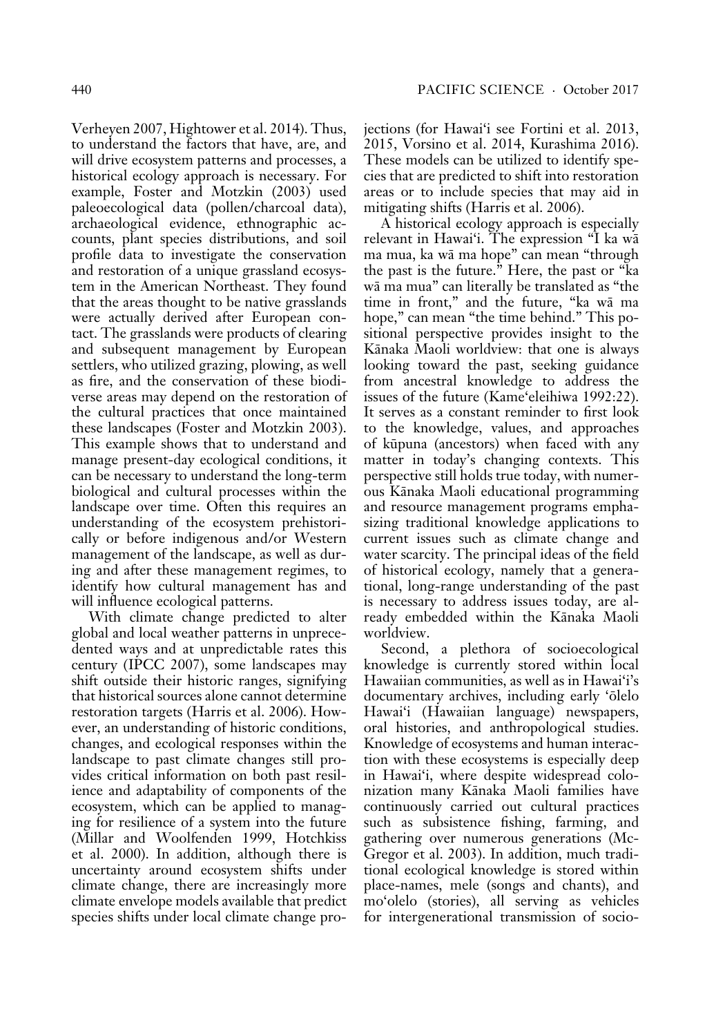Verheyen 2007, Hightower et al. 2014). Thus, to understand the factors that have, are, and will drive ecosystem patterns and processes, a historical ecology approach is necessary. For example, Foster and Motzkin (2003) used paleoecological data (pollen/charcoal data), archaeological evidence, ethnographic accounts, plant species distributions, and soil profile data to investigate the conservation and restoration of a unique grassland ecosystem in the American Northeast. They found that the areas thought to be native grasslands were actually derived after European contact. The grasslands were products of clearing and subsequent management by European settlers, who utilized grazing, plowing, as well as fire, and the conservation of these biodiverse areas may depend on the restoration of the cultural practices that once maintained these landscapes (Foster and Motzkin 2003). This example shows that to understand and manage present-day ecological conditions, it can be necessary to understand the long-term biological and cultural processes within the landscape over time. Often this requires an understanding of the ecosystem prehistorically or before indigenous and/or Western management of the landscape, as well as during and after these management regimes, to identify how cultural management has and will influence ecological patterns.

With climate change predicted to alter global and local weather patterns in unprecedented ways and at unpredictable rates this century (IPCC 2007), some landscapes may shift outside their historic ranges, signifying that historical sources alone cannot determine restoration targets (Harris et al. 2006). However, an understanding of historic conditions, changes, and ecological responses within the landscape to past climate changes still provides critical information on both past resilience and adaptability of components of the ecosystem, which can be applied to managing for resilience of a system into the future (Millar and Woolfenden 1999, Hotchkiss et al. 2000). In addition, although there is uncertainty around ecosystem shifts under climate change, there are increasingly more climate envelope models available that predict species shifts under local climate change projections (for Hawai'i see Fortini et al. 2013, 2015, Vorsino et al. 2014, Kurashima 2016). These models can be utilized to identify species that are predicted to shift into restoration areas or to include species that may aid in mitigating shifts (Harris et al. 2006).

A historical ecology approach is especially relevant in Hawai'i. The expression "I ka wā ma mua, ka wā ma hope" can mean "through the past is the future." Here, the past or "ka wā ma mua" can literally be translated as "the time in front," and the future, "ka wā ma hope," can mean "the time behind." This positional perspective provides insight to the Kānaka Maoli worldview: that one is always looking toward the past, seeking guidance from ancestral knowledge to address the issues of the future (Kame'eleihiwa 1992:22). It serves as a constant reminder to first look to the knowledge, values, and approaches of kūpuna (ancestors) when faced with any matter in today's changing contexts. This perspective still holds true today, with numerous Kānaka Maoli educational programming and resource management programs emphasizing traditional knowledge applications to current issues such as climate change and water scarcity. The principal ideas of the field of historical ecology, namely that a generational, long-range understanding of the past is necessary to address issues today, are already embedded within the Kānaka Maoli worldview.

Second, a plethora of socioecological knowledge is currently stored within local Hawaiian communities, as well as in Hawai'i's documentary archives, including early 'ōlelo Hawai'i (Hawaiian language) newspapers, oral histories, and anthropological studies. Knowledge of ecosystems and human interaction with these ecosystems is especially deep in Hawai'i, where despite widespread colonization many Kānaka Maoli families have continuously carried out cultural practices such as subsistence fishing, farming, and gathering over numerous generations (McGregor et al. 2003). In addition, much traditional ecological knowledge is stored within place-names, mele (songs and chants), and mo'olelo (stories), all serving as vehicles for intergenerational transmission of socio-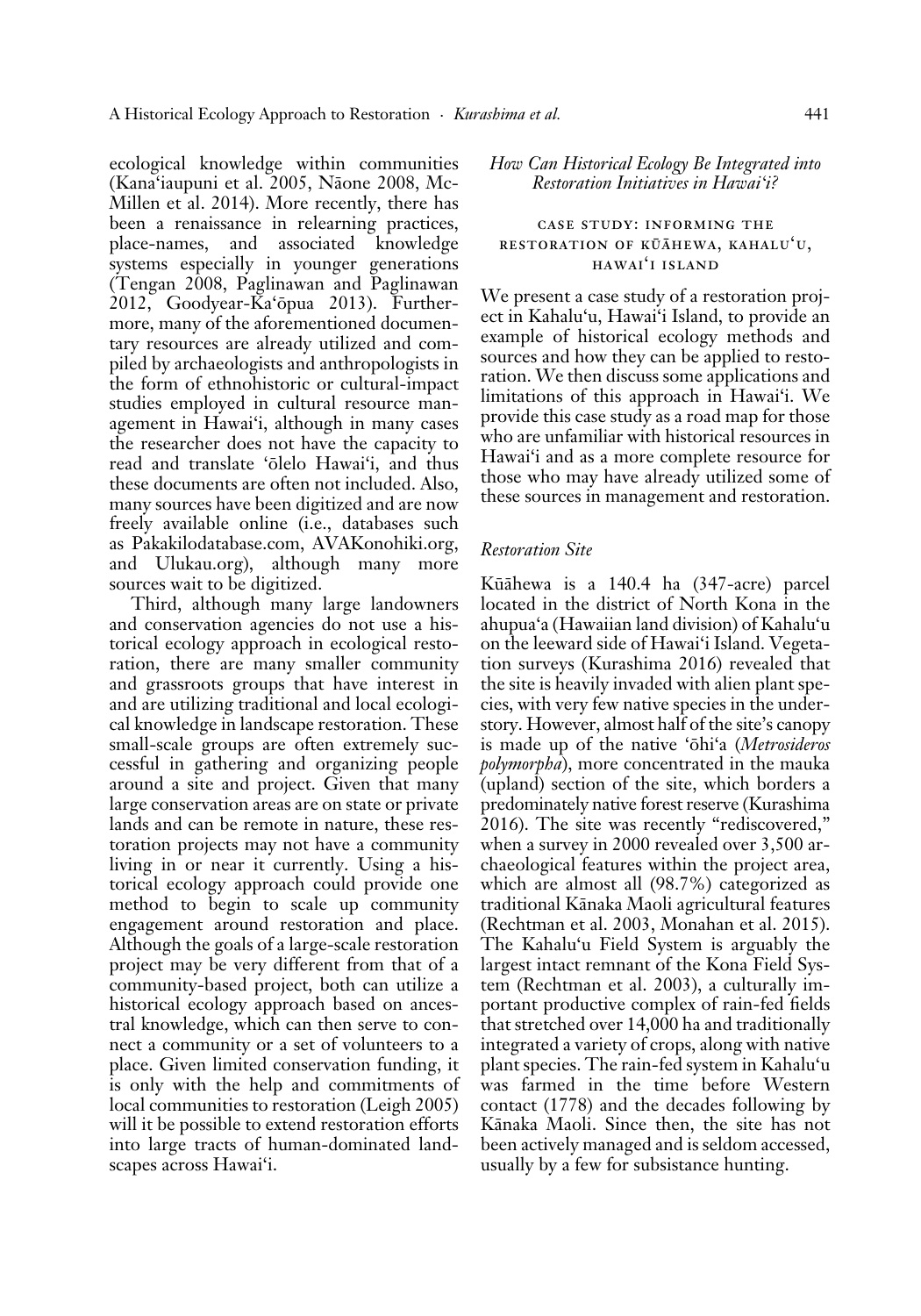ecological knowledge within communities (Kanaʻiaupuni et al. 2005, Nāone 2008, McMillen et al. 2014). More recently, there has been a renaissance in relearning practices, place-names, and associated knowledge systems especially in younger generations (Tengan 2008, Paglinawan and Paglinawan 2012, Goodyear-Kaʻōpua 2013). Furthermore, many of the aforementioned documentary resources are already utilized and compiled by archaeologists and anthropologists in the form of ethnohistoric or cultural-impact studies employed in cultural resource management in Hawaiʻi, although in many cases the researcher does not have the capacity to read and translate ʻōlelo Hawaiʻi, and thus these documents are often not included. Also, many sources have been digitized and are now freely available online (i.e., databases such as Pakakilodatabase.com, AVAKonohiki.org, and Ulukau.org), although many more sources wait to be digitized.

Third, although many large landowners and conservation agencies do not use a historical ecology approach in ecological restoration, there are many smaller community and grassroots groups that have interest in and are utilizing traditional and local ecological knowledge in landscape restoration. These small-scale groups are often extremely successful in gathering and organizing people around a site and project. Given that many large conservation areas are on state or private lands and can be remote in nature, these restoration projects may not have a community living in or near it currently. Using a historical ecology approach could provide one method to begin to scale up community engagement around restoration and place. Although the goals of a large-scale restoration project may be very different from that of a community-based project, both can utilize a historical ecology approach based on ancestral knowledge, which can then serve to connect a community or a set of volunteers to a place. Given limited conservation funding, it is only with the help and commitments of local communities to restoration (Leigh 2005) will it be possible to extend restoration efforts into large tracts of human-dominated landscapes across Hawaiʻi.

## *How Can Historical Ecology Be Integrated into Restoration Initiatives in Hawaiʻi?*

### Case Study: Informing the Restoration of Kūāhewa, Kahaluʻu, Hawaiʻi Island

We present a case study of a restoration project in Kahaluʻu, Hawaiʻi Island, to provide an example of historical ecology methods and sources and how they can be applied to restoration. We then discuss some applications and limitations of this approach in Hawaiʻi. We provide this case study as a road map for those who are unfamiliar with historical resources in Hawaiʻi and as a more complete resource for those who may have already utilized some of these sources in management and restoration.

### *Restoration Site*

Kūāhewa is a 140.4 ha (347-acre) parcel located in the district of North Kona in the ahupuaʻa (Hawaiian land division) of Kahaluʻu on the leeward side of Hawaiʻi Island. Vegetation surveys (Kurashima 2016) revealed that the site is heavily invaded with alien plant species, with very few native species in the understory. However, almost half of the site's canopy is made up of the native ʻōhiʻa (*Metrosideros polymorpha*), more concentrated in the mauka (upland) section of the site, which borders a predominately native forest reserve (Kurashima 2016). The site was recently "rediscovered," when a survey in 2000 revealed over 3,500 archaeological features within the project area, which are almost all (98.7%) categorized as traditional Kānaka Maoli agricultural features (Rechtman et al. 2003, Monahan et al. 2015). The Kahaluʻu Field System is arguably the largest intact remnant of the Kona Field System (Rechtman et al. 2003), a culturally important productive complex of rain-fed fields that stretched over 14,000 ha and traditionally integrated a variety of crops, along with native plant species. The rain-fed system in Kahaluʻu was farmed in the time before Western contact (1778) and the decades following by Kānaka Maoli. Since then, the site has not been actively managed and is seldom accessed, usually by a few for subsistance hunting.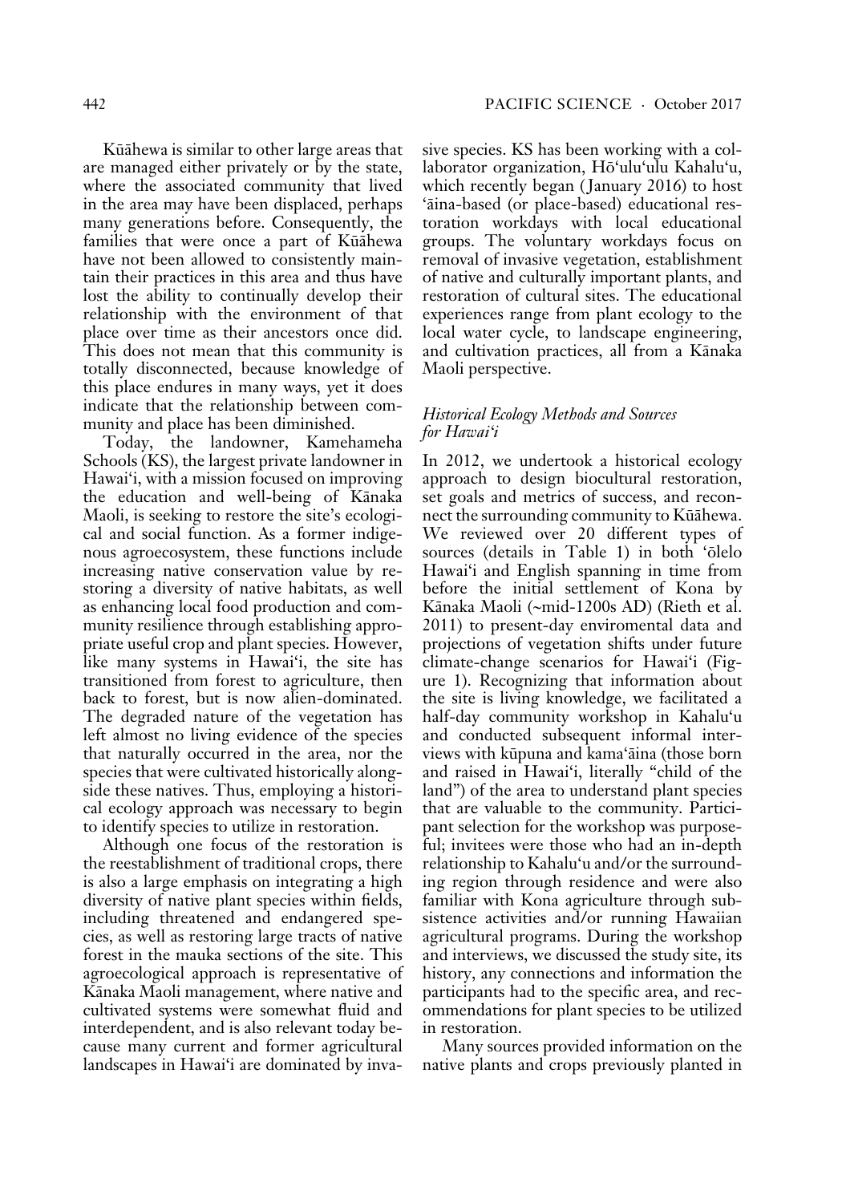Kūāhewa is similar to other large areas that are managed either privately or by the state, where the associated community that lived in the area may have been displaced, perhaps many generations before. Consequently, the families that were once a part of Kūāhewa have not been allowed to consistently maintain their practices in this area and thus have lost the ability to continually develop their relationship with the environment of that place over time as their ancestors once did. This does not mean that this community is totally disconnected, because knowledge of this place endures in many ways, yet it does indicate that the relationship between community and place has been diminished.

Today, the landowner, Kamehameha Schools (KS), the largest private landowner in Hawaiʻi, with a mission focused on improving the education and well-being of Kānaka Maoli, is seeking to restore the site's ecological and social function. As a former indigenous agroecosystem, these functions include increasing native conservation value by restoring a diversity of native habitats, as well as enhancing local food production and community resilience through establishing appropriate useful crop and plant species. However, like many systems in Hawaiʻi, the site has transitioned from forest to agriculture, then back to forest, but is now alien-dominated. The degraded nature of the vegetation has left almost no living evidence of the species that naturally occurred in the area, nor the species that were cultivated historically alongside these natives. Thus, employing a historical ecology approach was necessary to begin to identify species to utilize in restoration.

Although one focus of the restoration is the reestablishment of traditional crops, there is also a large emphasis on integrating a high diversity of native plant species within fields, including threatened and endangered species, as well as restoring large tracts of native forest in the mauka sections of the site. This agroecological approach is representative of Kānaka Maoli management, where native and cultivated systems were somewhat fluid and interdependent, and is also relevant today because many current and former agricultural landscapes in Hawaiʻi are dominated by invasive species. KS has been working with a collaborator organization, Hōʻuluʻulu Kahaluʻu, which recently began (January 2016) to host ʻāina-based (or place-based) educational restoration workdays with local educational groups. The voluntary workdays focus on removal of invasive vegetation, establishment of native and culturally important plants, and restoration of cultural sites. The educational experiences range from plant ecology to the local water cycle, to landscape engineering, and cultivation practices, all from a Kānaka Maoli perspective.

### *Historical Ecology Methods and Sources for Hawaiʻi*

In 2012, we undertook a historical ecology approach to design biocultural restoration, set goals and metrics of success, and reconnect the surrounding community to Kūāhewa. We reviewed over 20 different types of sources (details in Table 1) in both ʻōlelo Hawaiʻi and English spanning in time from before the initial settlement of Kona by Kānaka Maoli (~mid-1200s AD) (Rieth et al. 2011) to present-day enviromental data and projections of vegetation shifts under future climate-change scenarios for Hawaiʻi (Figure 1). Recognizing that information about the site is living knowledge, we facilitated a half-day community workshop in Kahaluʻu and conducted subsequent informal interviews with kūpuna and kamaʻāina (those born and raised in Hawaiʻi, literally "child of the land") of the area to understand plant species that are valuable to the community. Participant selection for the workshop was purposeful; invitees were those who had an in-depth relationship to Kahaluʻu and/or the surrounding region through residence and were also familiar with Kona agriculture through subsistence activities and/or running Hawaiian agricultural programs. During the workshop and interviews, we discussed the study site, its history, any connections and information the participants had to the specific area, and recommendations for plant species to be utilized in restoration.

Many sources provided information on the native plants and crops previously planted in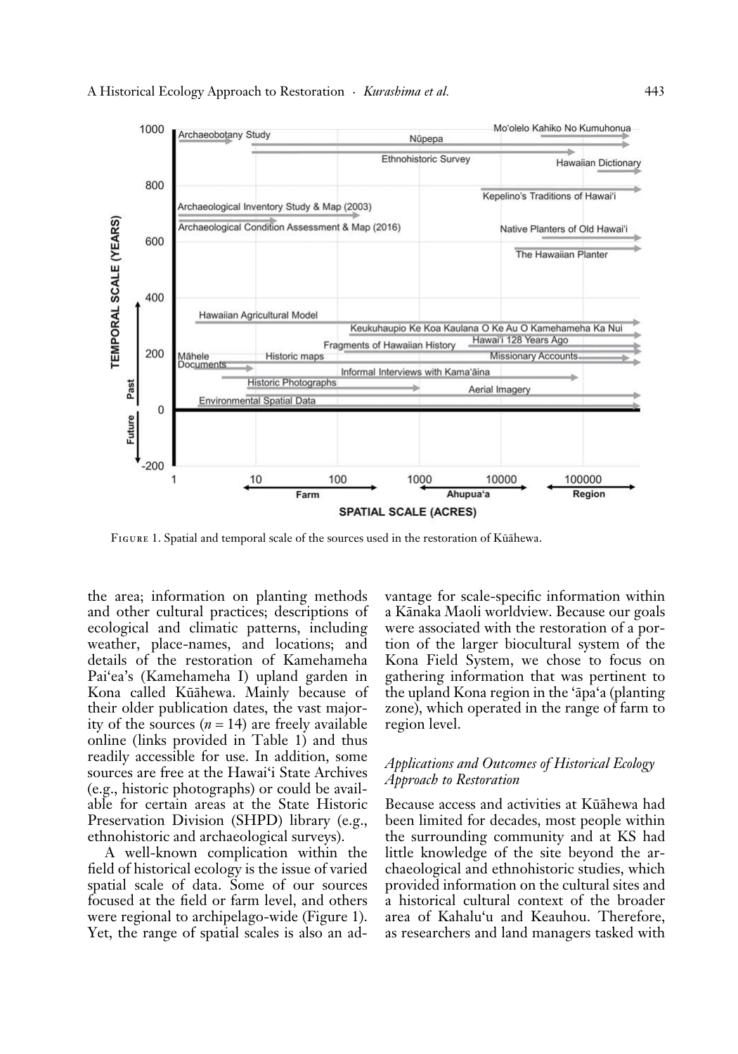FIGURE 1. Spatial and temporal scale of the sources used in the restoration of Kūāhewa.

the area; information on planting methods and other cultural practices; descriptions of ecological and climatic patterns, including weather, place-names, and locations; and details of the restoration of Kamehameha Pai'ea's (Kamehameha I) upland garden in Kona called Kūāhewa. Mainly because of their older publication dates, the vast majority of the sources ($n = 14$) are freely available online (links provided in Table 1) and thus readily accessible for use. In addition, some sources are free at the Hawai'i State Archives (e.g., historic photographs) or could be available for certain areas at the State Historic Preservation Division (SHPD) library (e.g., ethnohistoric and archaeological surveys).

A well-known complication within the field of historical ecology is the issue of varied spatial scale of data. Some of our sources focused at the field or farm level, and others were regional to archipelago-wide (Figure 1). Yet, the range of spatial scales is also an advantage for scale-specific information within a Kānaka Maoli worldview. Because our goals were associated with the restoration of a portion of the larger biocultural system of the Kona Field System, we chose to focus on gathering information that was pertinent to the upland Kona region in the 'āpa'a (planting zone), which operated in the range of farm to region level.

### *Applications and Outcomes of Historical Ecology Approach to Restoration*

Because access and activities at Kūāhewa had been limited for decades, most people within the surrounding community and at KS had little knowledge of the site beyond the archaeological and ethnohistoric studies, which provided information on the cultural sites and a historical cultural context of the broader area of Kahalu'u and Keauhou. Therefore, as researchers and land managers tasked with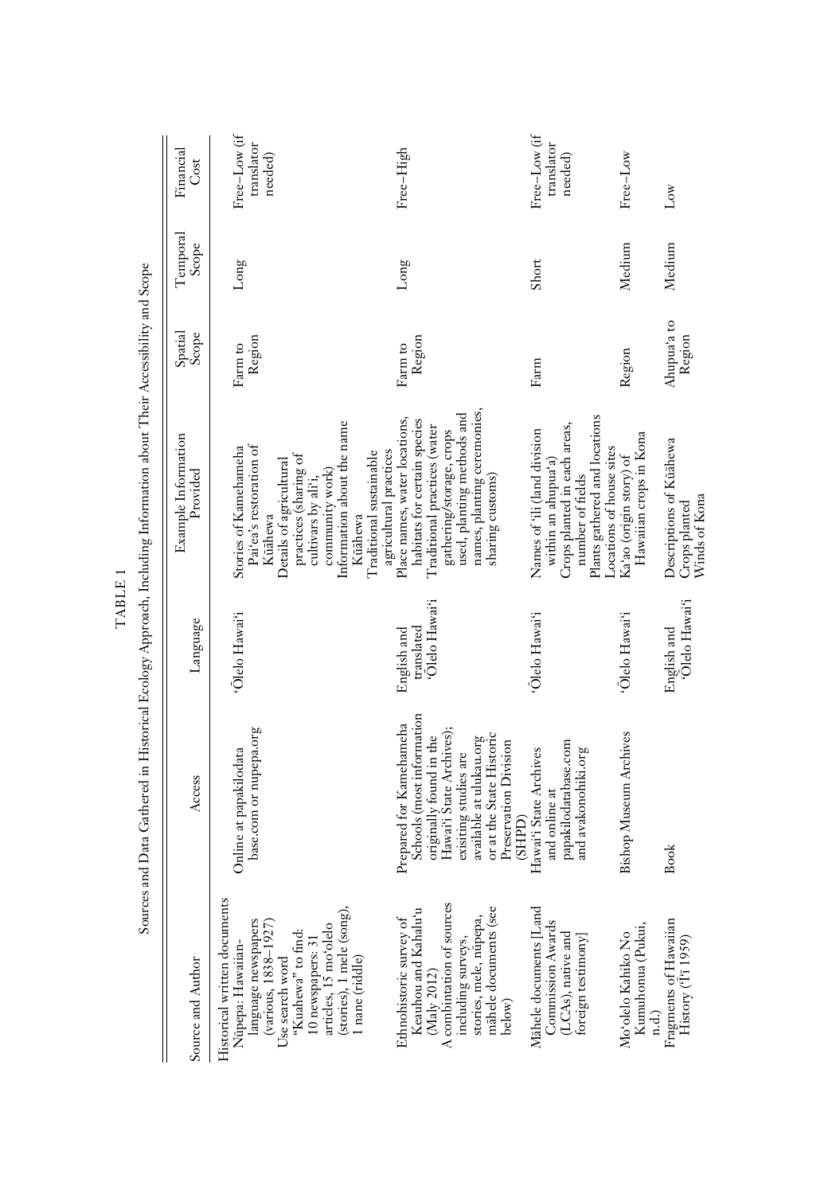TABLE 1

Sources and Data Gathered in Historical Ecology Approach, Including Information about Their Accessibility and Scope

| Source and Author | Access | Language | Example Information Provided | Spatial Scope | Temporal Scope | Financial Cost |
|---|---|---|---|---|---|---|
| Historical written documents<br>Nūpepa: Hawaiian-language newspapers (various, 1838–1927)<br>Use search word "Kuahewa" to find: 10 newspapers: 31 articles, 15 moʻolelo (stories), 1 mele (song), 1 nane (riddle) | Online at papakilodatabase.com or nupepa.org | ʻŌlelo Hawaiʻi | Stories of Kamehameha<br>Paiʻea's restoration of Kūāhewa<br>Details of agricultural practices (sharing of cultivars by aliʻi, community work)<br>Information about the name Kūāhewa<br>Traditional sustainable agricultural practices | Farm to Region | Long | Free–Low (if translator needed) |
| Ethnohistoric survey of Keauhou and Kahaluʻu (Maly 2012)<br>A combination of sources including surveys, stories, mele, nūpepa, māhele documents (see below) | Prepared for Kamehameha Schools (most information originally found in the Hawaiʻi State Archives); exisiting studies are available at ulukau.org or at the State Historic Preservation Division (SHPD) | English and translated ʻŌlelo Hawaiʻi | Place names, water locations, habitats for certain species<br>Traditional practices (water gathering/storage, crops used, planting methods and names, planting ceremonies, sharing customs) | Farm to Region | Long | Free–High |
| Māhele documents [Land Commission Awards (LCAs), native and foreign testimony] | Hawaiʻi State Archives and online at papakilodatabase.com and avakonohiki.org | ʻŌlelo Hawaiʻi | Names of ʻili (land division within an ahupuaʻa)<br>Crops planted in each areas, number of fields<br>Plants gathered and locations<br>Locations of house sites | Farm | Short | Free–Low (if translator needed) |
| Moʻolelo Kahiko No Kumuhonua (Pukui, n.d.) | Bishop Museum Archives | ʻŌlelo Hawaiʻi | Kaʻao (origin story) of Hawaiian crops in Kona | Region | Medium | Free–Low |
| Fragments of Hawaiian History (ʻĪʻī 1959) | Book | English and ʻŌlelo Hawaiʻi | Descriptions of Kūāhewa<br>Crops planted<br>Winds of Kona | Ahupuaʻa to Region | Medium | Low |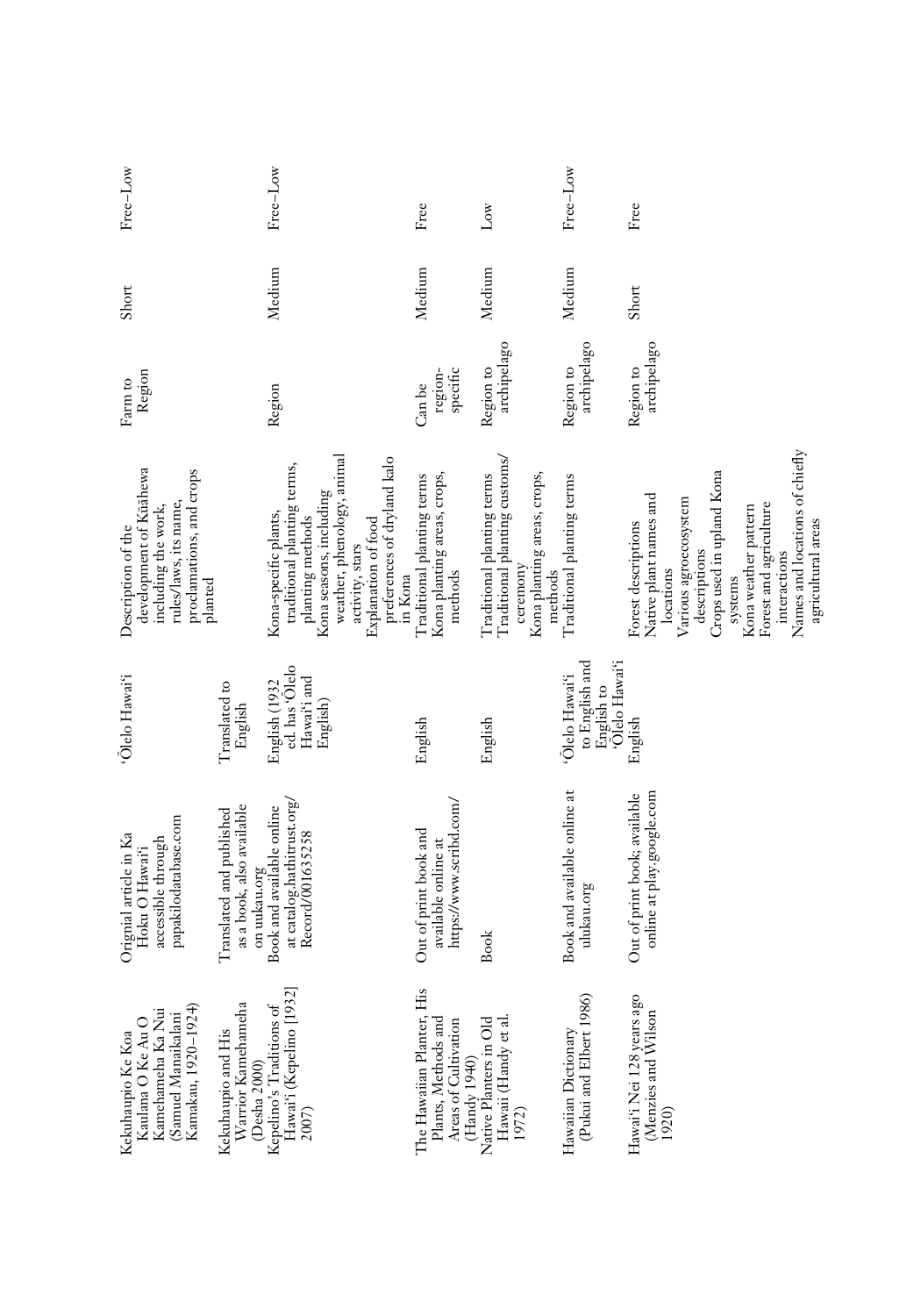| | | | | | | |
|---|---|---|---|---|---|---|
| Kekuhaupio Ke Koa Kaulana O Ke Au O Kamehameha Ka Nui (Samuel Manaikalani Kamakau, 1920–1924) | Original article in Ka Hoku O Hawai'i accessible through papakilodatabase.com | 'Ōlelo Hawai'i | Description of the development of Kūāhewa including the work, rules/laws, its name, proclamations, and crops planted | Farm to Region | Short | Free–Low |
| Kekuhaupio and His Warrior Kamehameha (Desha 2000) | Translated and published as a book, also available on ulukau.org | Translated to English | | | | |
| Kepelino's Traditions of Hawai'i (Kepelino [1932] 2007) | Book and available online at catalog.hathitrust.org/Record/001635258 | English (1932 ed. has 'Ōlelo Hawai'i and English) | Kona-specific plants, traditional planting terms, planting methods<br>Kona seasons, including weather, phenology, animal activity, stars<br>Explanation of food preferences of dryland kalo in Kona | Region | Medium | Free–Low |
| The Hawaiian Planter, His Plants, Methods and Areas of Cultivation (Handy 1940) | Out of print book and available online at https://www.scribd.com/ | English | Traditional planting terms<br>Kona planting areas, crops, methods | Can be region-specific | Medium | Free |
| Native Planters in Old Hawaii (Handy et al. 1972) | Book | English | Traditional planting terms<br>Traditional planting customs/ceremony<br>Kona planting areas, crops, methods | Region to archipelago | Medium | Low |
| Hawaiian Dictionary (Pukui and Elbert 1986) | Book and available online at ulukau.org | 'Ōlelo Hawai'i to English and English to 'Ōlelo Hawai'i | Traditional planting terms | Region to archipelago | Medium | Free–Low |
| Hawai'i Nei 128 years ago (Menzies and Wilson 1920) | Out of print book; available online at play.google.com | English | Forest descriptions<br>Native plant names and locations<br>Various agroecosystem descriptions<br>Crops used in upland Kona systems<br>Kona weather pattern<br>Forest and agriculture interactions<br>Names and locations of chiefly agricultural areas | Region to archipelago | Short | Free |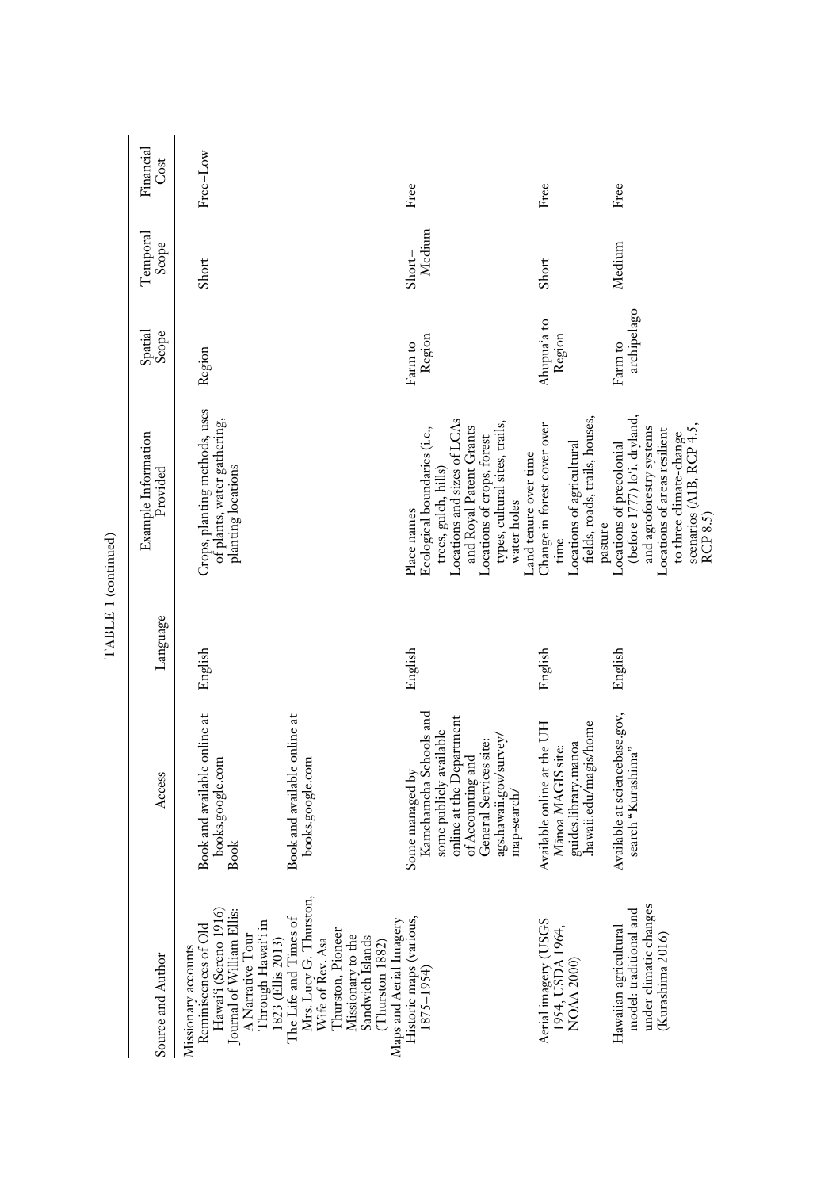TABLE 1 (continued)

| Source and Author | Access | Language | Example Information Provided | Spatial Scope | Temporal Scope | Financial Cost |
|---|---|---|---|---|---|---|
| Missionary accounts | | | | | | |
| Reminiscences of Old Hawai'i (Sereno 1916) | Book and available online at books.google.com | English | Crops, planting methods, uses of plants, water gathering, planting locations | Region | Short | Free–Low |
| Journal of William Ellis: A Narrative Tour Through Hawai'i in 1823 (Ellis 2013) | Book | | | | | |
| The Life and Times of Mrs. Lucy G. Thurston, Wife of Rev. Asa Thurston, Pioneer Missionary to the Sandwich Islands (Thurston 1882) | Book and available online at books.google.com | | | | | |
| Maps and Aerial Imagery | | | | | | |
| Historic maps (various, 1875–1954) | Some managed by Kamehameha Schools and some publicly available online at the Department of Accounting and General Services site: ags.hawaii.gov/survey/map-search/ | English | Place names<br>Ecological boundaries (i.e., trees, gulch, hills)<br>Locations and sizes of LCAs and Royal Patent Grants<br>Locations of crops, forest types, cultural sites, trails, water holes<br>Land tenure over time | Farm to Region | Short–Medium | Free |
| Aerial imagery (USGS 1954, USDA 1964, NOAA 2000) | Available online at the UH Mānoa MAGIS site: guides.library.manoa.hawaii.edu/magis/home | English | Change in forest cover over time<br>Locations of agricultural fields, roads, trails, houses, pasture | Ahupua'a to Region | Short | Free |
| Hawaiian agricultural model: traditional and under climatic changes (Kurashima 2016) | Available at sciencebase.gov, search "Kurashima" | English | Locations of precolonial (before 1777) lo'i, dryland, and agroforestry systems<br>Locations of areas resilient to three climate-change scenarios (A1B, RCP 4.5, RCP 8.5) | Farm to archipelago | Medium | Free |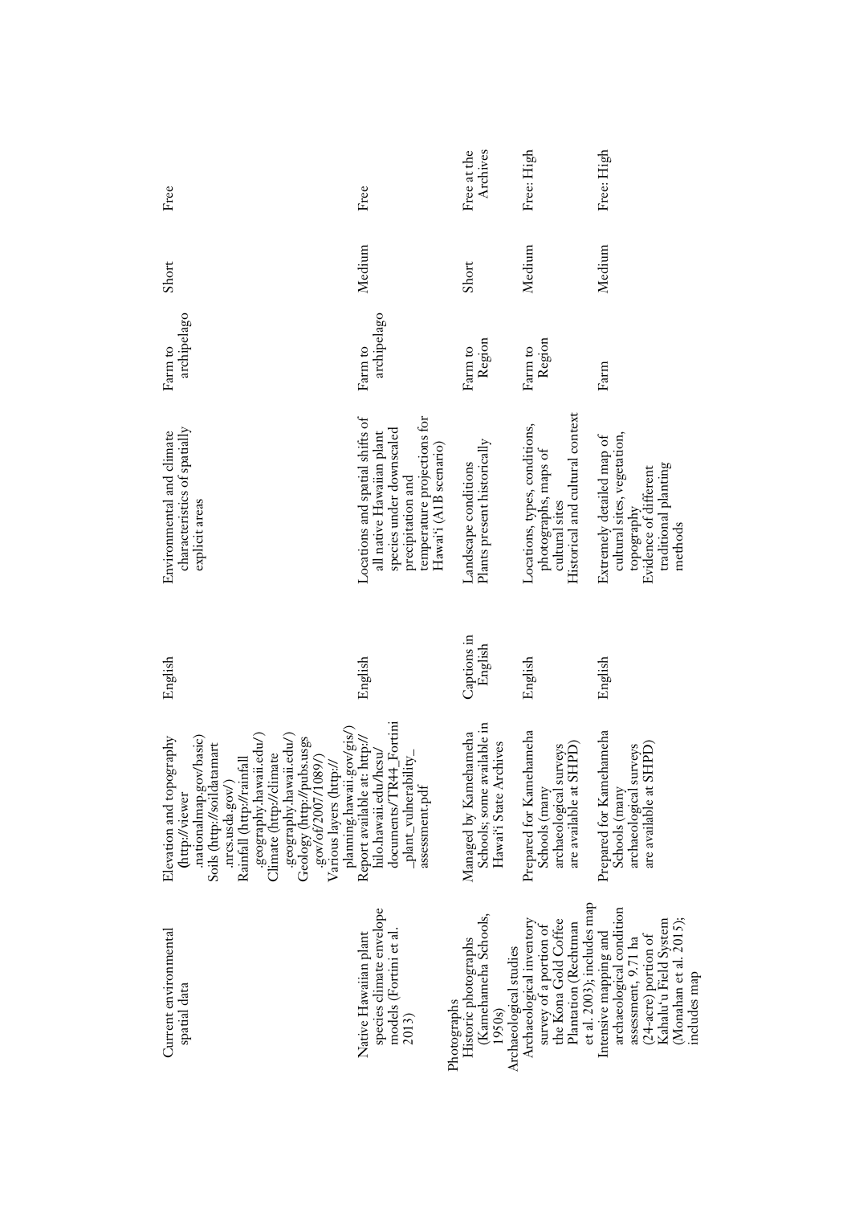| | | | | | | |
|---|---|---|---|---|---|---|
| Current environmental spatial data | Elevation and topography (http://viewer.nationalmap.gov/basic) Soils (http://soildatamart.nrcs.usda.gov/) Rainfall (http://rainfall.geography.hawaii.edu/) Climate (http://climate.geography.hawaii.edu/) Geology (http://pubs.usgs.gov/of/2007/1089/) Various layers (http://planning.hawaii.gov/gis/) | English | Environmental and climate characteristics of spatially explicit areas | Farm to archipelago | Short | Free |
| Native Hawaiian plant species climate envelope models (Fortini et al. 2013) | Report available at: http://hilo.hawaii.edu/hcsu/documents/TR44_Fortini_plant_vulnerability_assessment.pdf | English | Locations and spatial shifts of all native Hawaiian plant species under downscaled precipitation and temperature projections for Hawai'i (A1B scenario) | Farm to archipelago | Medium | Free |
| Photographs | | | | | | |
| Historic photographs (Kamehameha Schools, 1950s) | Managed by Kamehameha Schools; some available in Hawai'i State Archives | Captions in English | Landscape conditions Plants present historically | Farm to Region | Short | Free at the Archives |
| Archaeological studies | | | | | | |
| Archaeological inventory survey of a portion of the Kona Gold Coffee Plantation (Rechtman et al. 2003); includes map | Prepared for Kamehameha Schools (many archaeological surveys are available at SHPD) | English | Locations, types, conditions, photographs, maps of cultural sites Historical and cultural context | Farm to Region | Medium | Free: High |
| Intensive mapping and archaeological condition assessment, 9.71 ha (24-acre) portion of Kahalu'u Field System (Monahan et al. 2015); includes map | Prepared for Kamehameha Schools (many archaeological surveys are available at SHPD) | English | Extremely detailed map of cultural sites, vegetation, topography Evidence of different traditional planting methods | Farm | Medium | Free: High |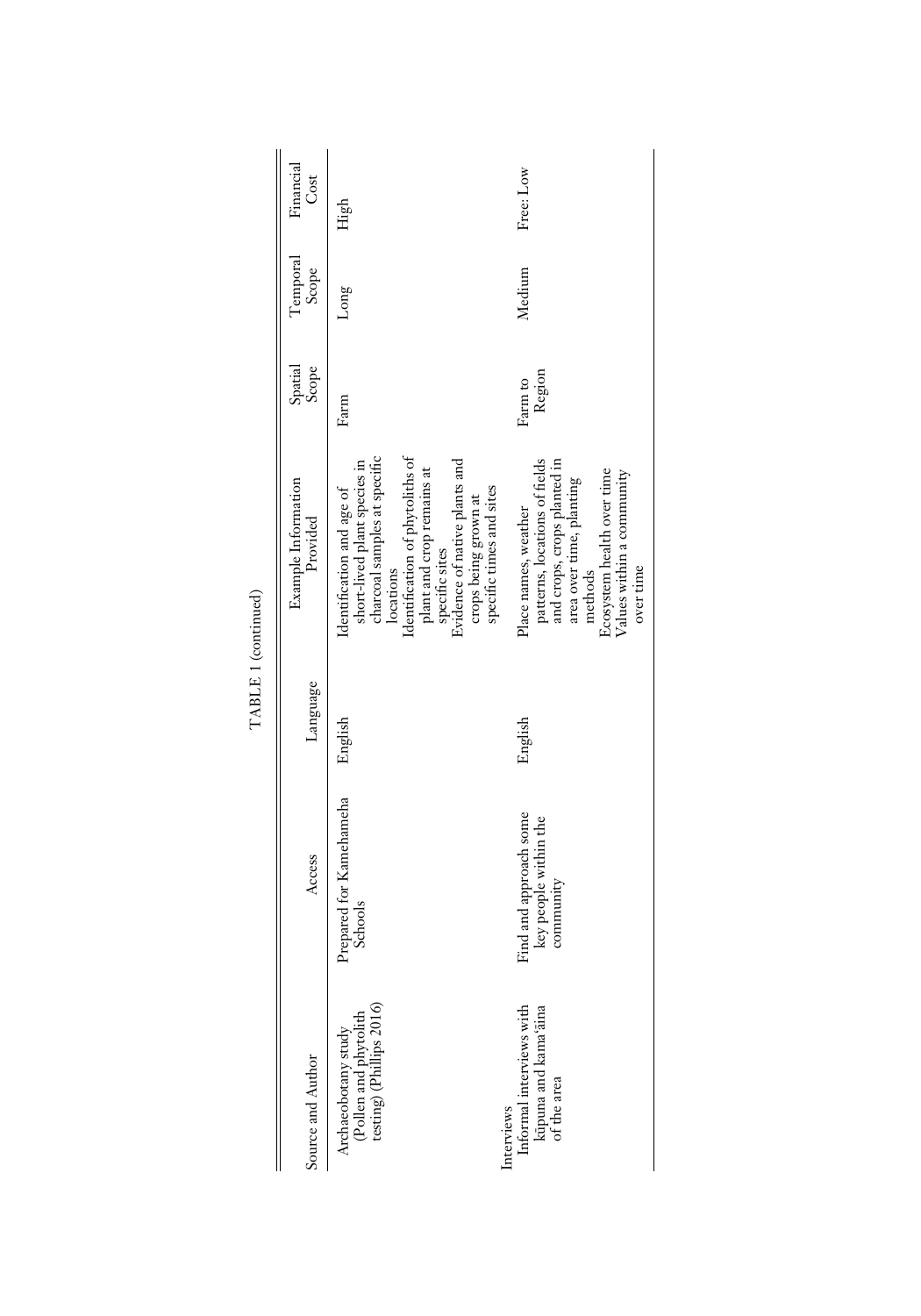TABLE 1 (continued)

| Source and Author | Access | Language | Example Information Provided | Spatial Scope | Temporal Scope | Financial Cost |
|---|---|---|---|---|---|---|
| Archaeobotany study (Pollen and phytolith testing) (Phillips 2016) | Prepared for Kamehameha Schools | English | Identification and age of short-lived plant species in charcoal samples at specific locations<br>Identification of phytoliths of plant and crop remains at specific sites<br>Evidence of native plants and crops being grown at specific times and sites | Farm | Long | High |
| Interviews | | | | | | |
| Informal interviews with kūpuna and kamaʻāina of the area | Find and approach some key people within the community | English | Place names, weather patterns, locations of fields and crops, crops planted in area over time, planting methods<br>Ecosystem health over time<br>Values within a community over time | Farm to Region | Medium | Free: Low |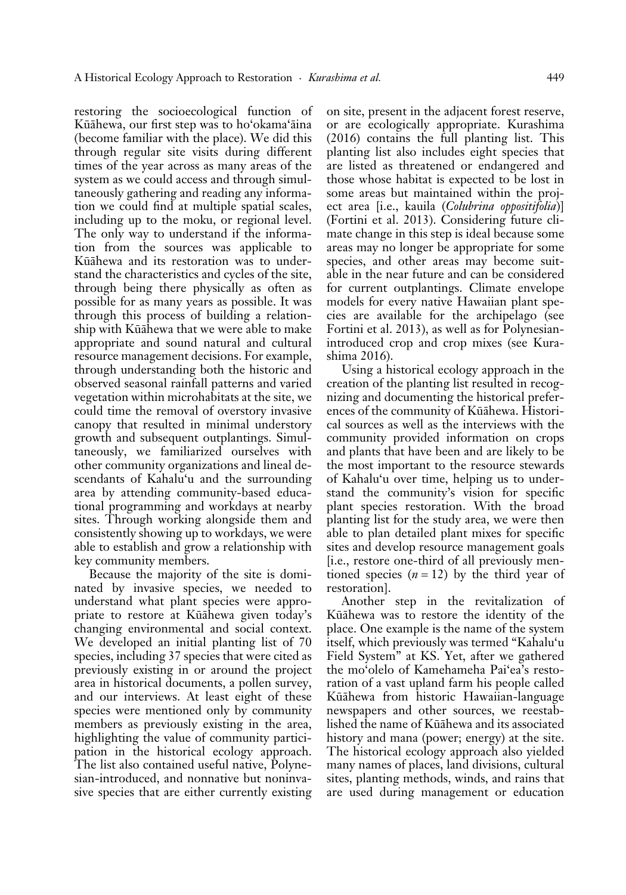restoring the socioecological function of Kūāhewa, our first step was to ho'okama'āina (become familiar with the place). We did this through regular site visits during different times of the year across as many areas of the system as we could access and through simultaneously gathering and reading any information we could find at multiple spatial scales, including up to the moku, or regional level. The only way to understand if the information from the sources was applicable to Kūāhewa and its restoration was to understand the characteristics and cycles of the site, through being there physically as often as possible for as many years as possible. It was through this process of building a relationship with Kūāhewa that we were able to make appropriate and sound natural and cultural resource management decisions. For example, through understanding both the historic and observed seasonal rainfall patterns and varied vegetation within microhabitats at the site, we could time the removal of overstory invasive canopy that resulted in minimal understory growth and subsequent outplantings. Simultaneously, we familiarized ourselves with other community organizations and lineal descendants of Kahalu'u and the surrounding area by attending community-based educational programming and workdays at nearby sites. Through working alongside them and consistently showing up to workdays, we were able to establish and grow a relationship with key community members.

Because the majority of the site is dominated by invasive species, we needed to understand what plant species were appropriate to restore at Kūāhewa given today's changing environmental and social context. We developed an initial planting list of 70 species, including 37 species that were cited as previously existing in or around the project area in historical documents, a pollen survey, and our interviews. At least eight of these species were mentioned only by community members as previously existing in the area, highlighting the value of community participation in the historical ecology approach. The list also contained useful native, Polynesian-introduced, and nonnative but noninvasive species that are either currently existing on site, present in the adjacent forest reserve, or are ecologically appropriate. Kurashima (2016) contains the full planting list. This planting list also includes eight species that are listed as threatened or endangered and those whose habitat is expected to be lost in some areas but maintained within the project area [i.e., kauila (*Colubrina oppositifolia*)] (Fortini et al. 2013). Considering future climate change in this step is ideal because some areas may no longer be appropriate for some species, and other areas may become suitable in the near future and can be considered for current outplantings. Climate envelope models for every native Hawaiian plant species are available for the archipelago (see Fortini et al. 2013), as well as for Polynesian-introduced crop and crop mixes (see Kurashima 2016).

Using a historical ecology approach in the creation of the planting list resulted in recognizing and documenting the historical preferences of the community of Kūāhewa. Historical sources as well as the interviews with the community provided information on crops and plants that have been and are likely to be the most important to the resource stewards of Kahalu'u over time, helping us to understand the community's vision for specific plant species restoration. With the broad planting list for the study area, we were then able to plan detailed plant mixes for specific sites and develop resource management goals [i.e., restore one-third of all previously mentioned species ($n = 12$) by the third year of restoration].

Another step in the revitalization of Kūāhewa was to restore the identity of the place. One example is the name of the system itself, which previously was termed "Kahalu'u Field System" at KS. Yet, after we gathered the mo'olelo of Kamehameha Pai'ea's restoration of a vast upland farm his people called Kūāhewa from historic Hawaiian-language newspapers and other sources, we reestablished the name of Kūāhewa and its associated history and mana (power; energy) at the site. The historical ecology approach also yielded many names of places, land divisions, cultural sites, planting methods, winds, and rains that are used during management or education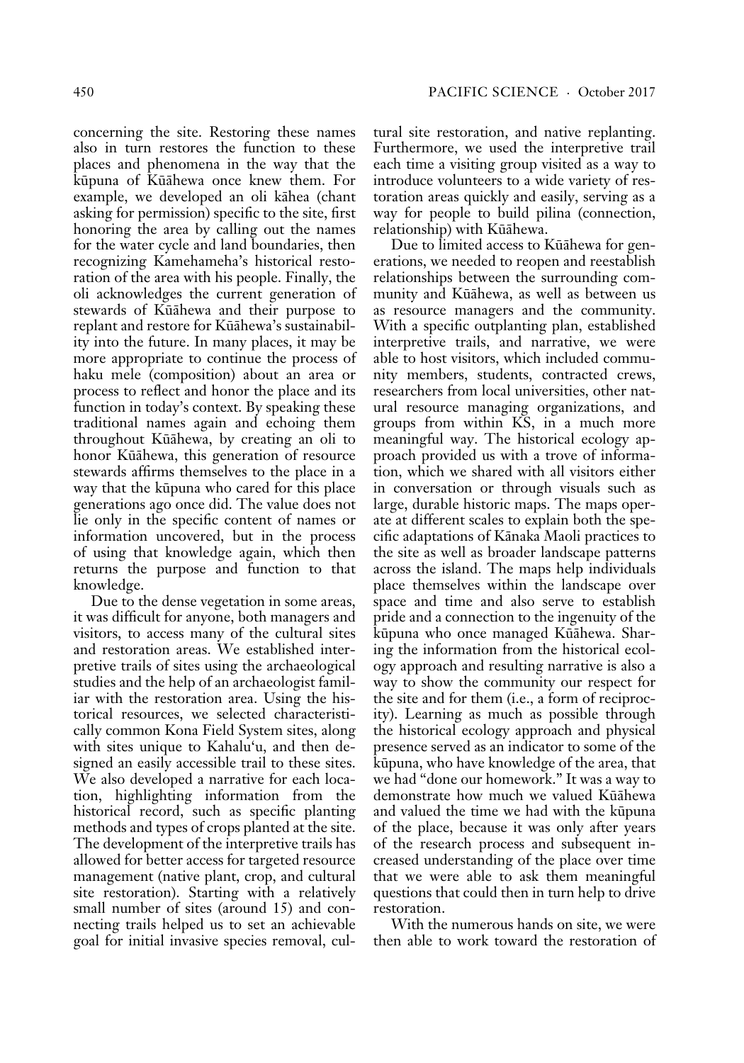concerning the site. Restoring these names also in turn restores the function to these places and phenomena in the way that the kūpuna of Kūāhewa once knew them. For example, we developed an oli kāhea (chant asking for permission) specific to the site, first honoring the area by calling out the names for the water cycle and land boundaries, then recognizing Kamehameha's historical restoration of the area with his people. Finally, the oli acknowledges the current generation of stewards of Kūāhewa and their purpose to replant and restore for Kūāhewa's sustainability into the future. In many places, it may be more appropriate to continue the process of haku mele (composition) about an area or process to reflect and honor the place and its function in today's context. By speaking these traditional names again and echoing them throughout Kūāhewa, by creating an oli to honor Kūāhewa, this generation of resource stewards affirms themselves to the place in a way that the kūpuna who cared for this place generations ago once did. The value does not lie only in the specific content of names or information uncovered, but in the process of using that knowledge again, which then returns the purpose and function to that knowledge.

Due to the dense vegetation in some areas, it was difficult for anyone, both managers and visitors, to access many of the cultural sites and restoration areas. We established interpretive trails of sites using the archaeological studies and the help of an archaeologist familiar with the restoration area. Using the historical resources, we selected characteristically common Kona Field System sites, along with sites unique to Kahaluʻu, and then designed an easily accessible trail to these sites. We also developed a narrative for each location, highlighting information from the historical record, such as specific planting methods and types of crops planted at the site. The development of the interpretive trails has allowed for better access for targeted resource management (native plant, crop, and cultural site restoration). Starting with a relatively small number of sites (around 15) and connecting trails helped us to set an achievable goal for initial invasive species removal, cultural site restoration, and native replanting. Furthermore, we used the interpretive trail each time a visiting group visited as a way to introduce volunteers to a wide variety of restoration areas quickly and easily, serving as a way for people to build pilina (connection, relationship) with Kūāhewa.

Due to limited access to Kūāhewa for generations, we needed to reopen and reestablish relationships between the surrounding community and Kūāhewa, as well as between us as resource managers and the community. With a specific outplanting plan, established interpretive trails, and narrative, we were able to host visitors, which included community members, students, contracted crews, researchers from local universities, other natural resource managing organizations, and groups from within KS, in a much more meaningful way. The historical ecology approach provided us with a trove of information, which we shared with all visitors either in conversation or through visuals such as large, durable historic maps. The maps operate at different scales to explain both the specific adaptations of Kānaka Maoli practices to the site as well as broader landscape patterns across the island. The maps help individuals place themselves within the landscape over space and time and also serve to establish pride and a connection to the ingenuity of the kūpuna who once managed Kūāhewa. Sharing the information from the historical ecology approach and resulting narrative is also a way to show the community our respect for the site and for them (i.e., a form of reciprocity). Learning as much as possible through the historical ecology approach and physical presence served as an indicator to some of the kūpuna, who have knowledge of the area, that we had "done our homework." It was a way to demonstrate how much we valued Kūāhewa and valued the time we had with the kūpuna of the place, because it was only after years of the research process and subsequent increased understanding of the place over time that we were able to ask them meaningful questions that could then in turn help to drive restoration.

With the numerous hands on site, we were then able to work toward the restoration of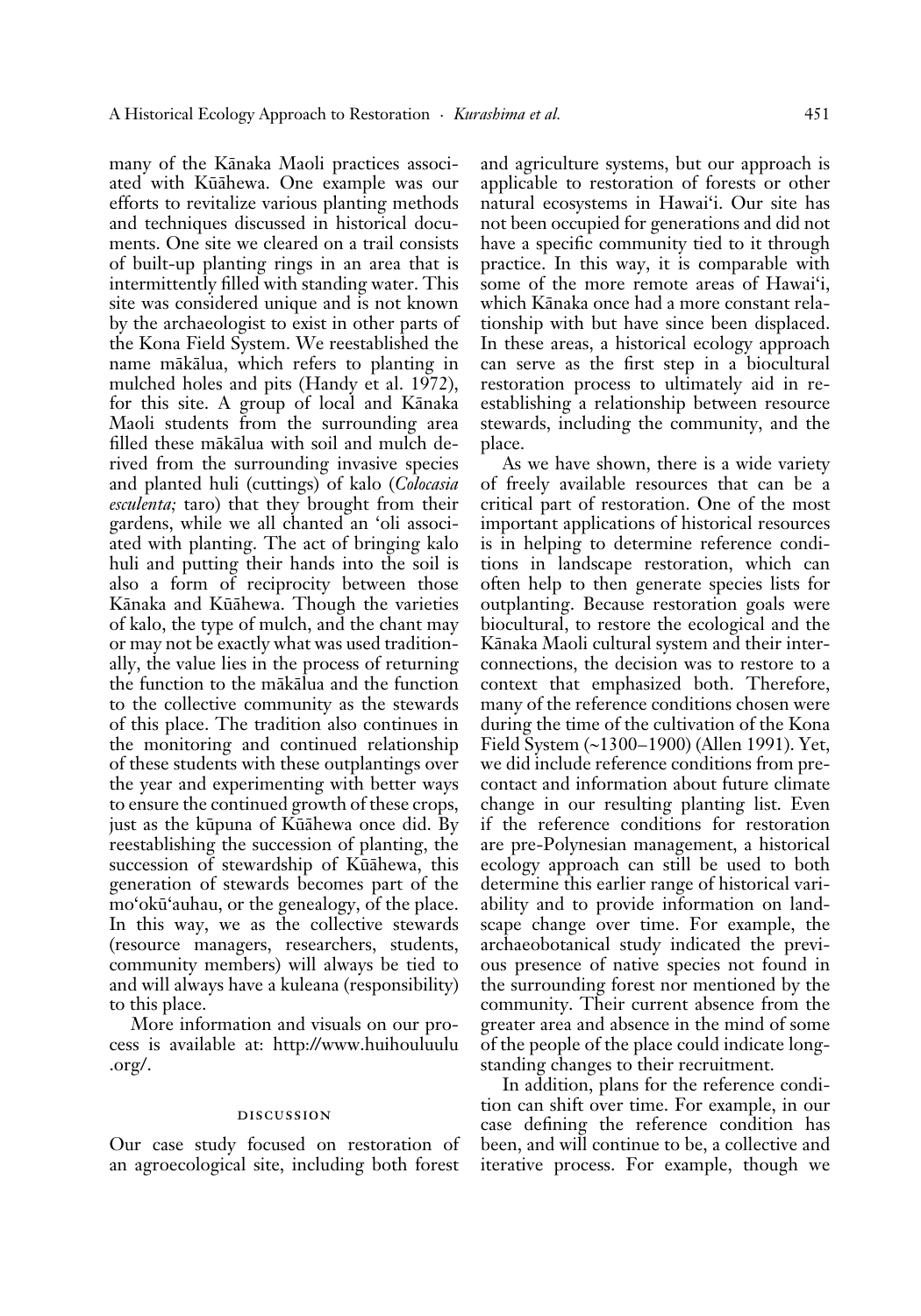many of the Kānaka Maoli practices associated with Kūāhewa. One example was our efforts to revitalize various planting methods and techniques discussed in historical documents. One site we cleared on a trail consists of built-up planting rings in an area that is intermittently filled with standing water. This site was considered unique and is not known by the archaeologist to exist in other parts of the Kona Field System. We reestablished the name mākālua, which refers to planting in mulched holes and pits (Handy et al. 1972), for this site. A group of local and Kānaka Maoli students from the surrounding area filled these mākālua with soil and mulch derived from the surrounding invasive species and planted huli (cuttings) of kalo (*Colocasia esculenta;* taro) that they brought from their gardens, while we all chanted an ʻoli associated with planting. The act of bringing kalo huli and putting their hands into the soil is also a form of reciprocity between those Kānaka and Kūāhewa. Though the varieties of kalo, the type of mulch, and the chant may or may not be exactly what was used traditionally, the value lies in the process of returning the function to the mākālua and the function to the collective community as the stewards of this place. The tradition also continues in the monitoring and continued relationship of these students with these outplantings over the year and experimenting with better ways to ensure the continued growth of these crops, just as the kūpuna of Kūāhewa once did. By reestablishing the succession of planting, the succession of stewardship of Kūāhewa, this generation of stewards becomes part of the moʻokūʻauhau, or the genealogy, of the place. In this way, we as the collective stewards (resource managers, researchers, students, community members) will always be tied to and will always have a kuleana (responsibility) to this place.

More information and visuals on our process is available at: http://www.huihouluulu.org/.

## DISCUSSION

Our case study focused on restoration of an agroecological site, including both forest and agriculture systems, but our approach is applicable to restoration of forests or other natural ecosystems in Hawaiʻi. Our site has not been occupied for generations and did not have a specific community tied to it through practice. In this way, it is comparable with some of the more remote areas of Hawaiʻi, which Kānaka once had a more constant relationship with but have since been displaced. In these areas, a historical ecology approach can serve as the first step in a biocultural restoration process to ultimately aid in reestablishing a relationship between resource stewards, including the community, and the place.

As we have shown, there is a wide variety of freely available resources that can be a critical part of restoration. One of the most important applications of historical resources is in helping to determine reference conditions in landscape restoration, which can often help to then generate species lists for outplanting. Because restoration goals were biocultural, to restore the ecological and the Kānaka Maoli cultural system and their interconnections, the decision was to restore to a context that emphasized both. Therefore, many of the reference conditions chosen were during the time of the cultivation of the Kona Field System (~1300–1900) (Allen 1991). Yet, we did include reference conditions from precontact and information about future climate change in our resulting planting list. Even if the reference conditions for restoration are pre-Polynesian management, a historical ecology approach can still be used to both determine this earlier range of historical variability and to provide information on landscape change over time. For example, the archaeobotanical study indicated the previous presence of native species not found in the surrounding forest nor mentioned by the community. Their current absence from the greater area and absence in the mind of some of the people of the place could indicate longstanding changes to their recruitment.

In addition, plans for the reference condition can shift over time. For example, in our case defining the reference condition has been, and will continue to be, a collective and iterative process. For example, though we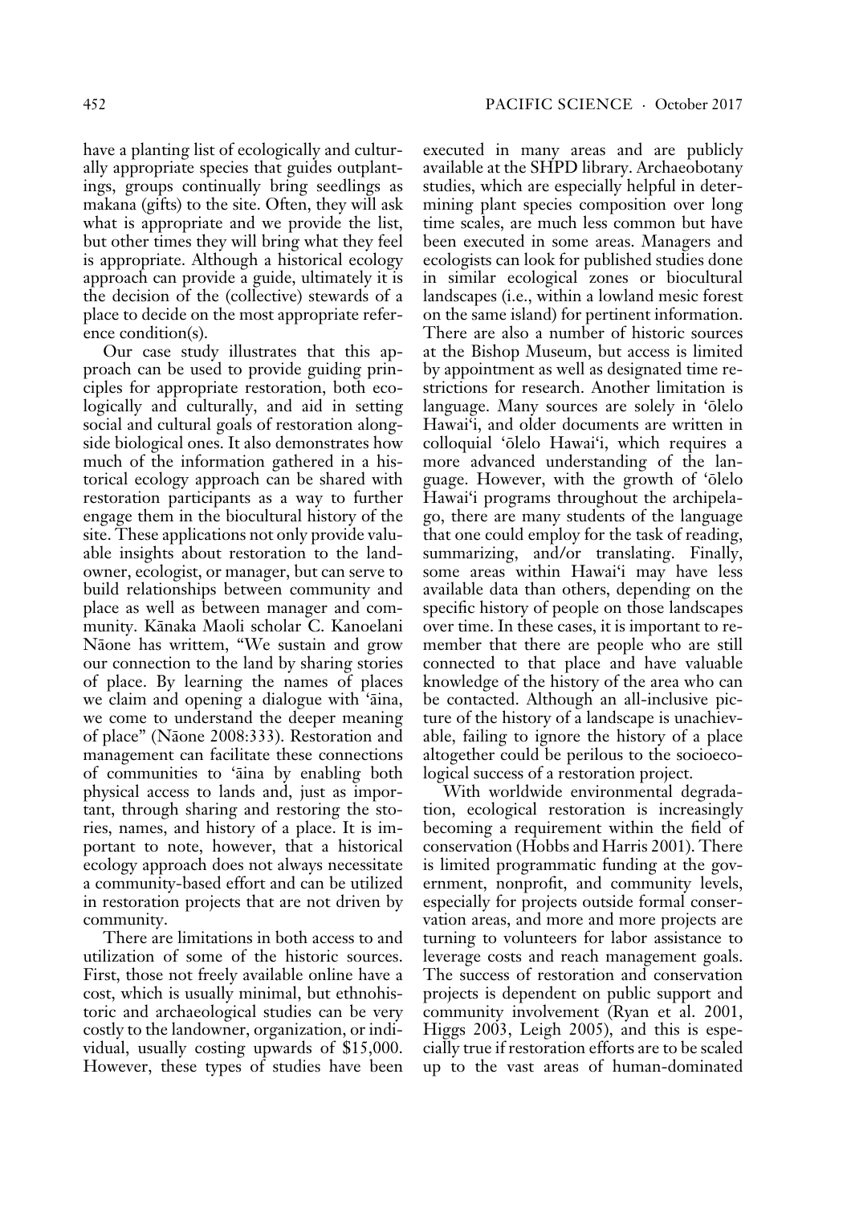have a planting list of ecologically and culturally appropriate species that guides outplantings, groups continually bring seedlings as makana (gifts) to the site. Often, they will ask what is appropriate and we provide the list, but other times they will bring what they feel is appropriate. Although a historical ecology approach can provide a guide, ultimately it is the decision of the (collective) stewards of a place to decide on the most appropriate reference condition(s).

Our case study illustrates that this approach can be used to provide guiding principles for appropriate restoration, both ecologically and culturally, and aid in setting social and cultural goals of restoration alongside biological ones. It also demonstrates how much of the information gathered in a historical ecology approach can be shared with restoration participants as a way to further engage them in the biocultural history of the site. These applications not only provide valuable insights about restoration to the landowner, ecologist, or manager, but can serve to build relationships between community and place as well as between manager and community. Kānaka Maoli scholar C. Kanoelani Nāone has writtem, "We sustain and grow our connection to the land by sharing stories of place. By learning the names of places we claim and opening a dialogue with ʻāina, we come to understand the deeper meaning of place" (Nāone 2008:333). Restoration and management can facilitate these connections of communities to ʻāina by enabling both physical access to lands and, just as important, through sharing and restoring the stories, names, and history of a place. It is important to note, however, that a historical ecology approach does not always necessitate a community-based effort and can be utilized in restoration projects that are not driven by community.

There are limitations in both access to and utilization of some of the historic sources. First, those not freely available online have a cost, which is usually minimal, but ethnohistoric and archaeological studies can be very costly to the landowner, organization, or individual, usually costing upwards of $15,000. However, these types of studies have been executed in many areas and are publicly available at the SHPD library. Archaeobotany studies, which are especially helpful in determining plant species composition over long time scales, are much less common but have been executed in some areas. Managers and ecologists can look for published studies done in similar ecological zones or biocultural landscapes (i.e., within a lowland mesic forest on the same island) for pertinent information. There are also a number of historic sources at the Bishop Museum, but access is limited by appointment as well as designated time restrictions for research. Another limitation is language. Many sources are solely in ʻōlelo Hawaiʻi, and older documents are written in colloquial ʻōlelo Hawaiʻi, which requires a more advanced understanding of the language. However, with the growth of ʻōlelo Hawaiʻi programs throughout the archipelago, there are many students of the language that one could employ for the task of reading, summarizing, and/or translating. Finally, some areas within Hawaiʻi may have less available data than others, depending on the specific history of people on those landscapes over time. In these cases, it is important to remember that there are people who are still connected to that place and have valuable knowledge of the history of the area who can be contacted. Although an all-inclusive picture of the history of a landscape is unachievable, failing to ignore the history of a place altogether could be perilous to the socioecological success of a restoration project.

With worldwide environmental degradation, ecological restoration is increasingly becoming a requirement within the field of conservation (Hobbs and Harris 2001). There is limited programmatic funding at the government, nonprofit, and community levels, especially for projects outside formal conservation areas, and more and more projects are turning to volunteers for labor assistance to leverage costs and reach management goals. The success of restoration and conservation projects is dependent on public support and community involvement (Ryan et al. 2001, Higgs 2003, Leigh 2005), and this is especially true if restoration efforts are to be scaled up to the vast areas of human-dominated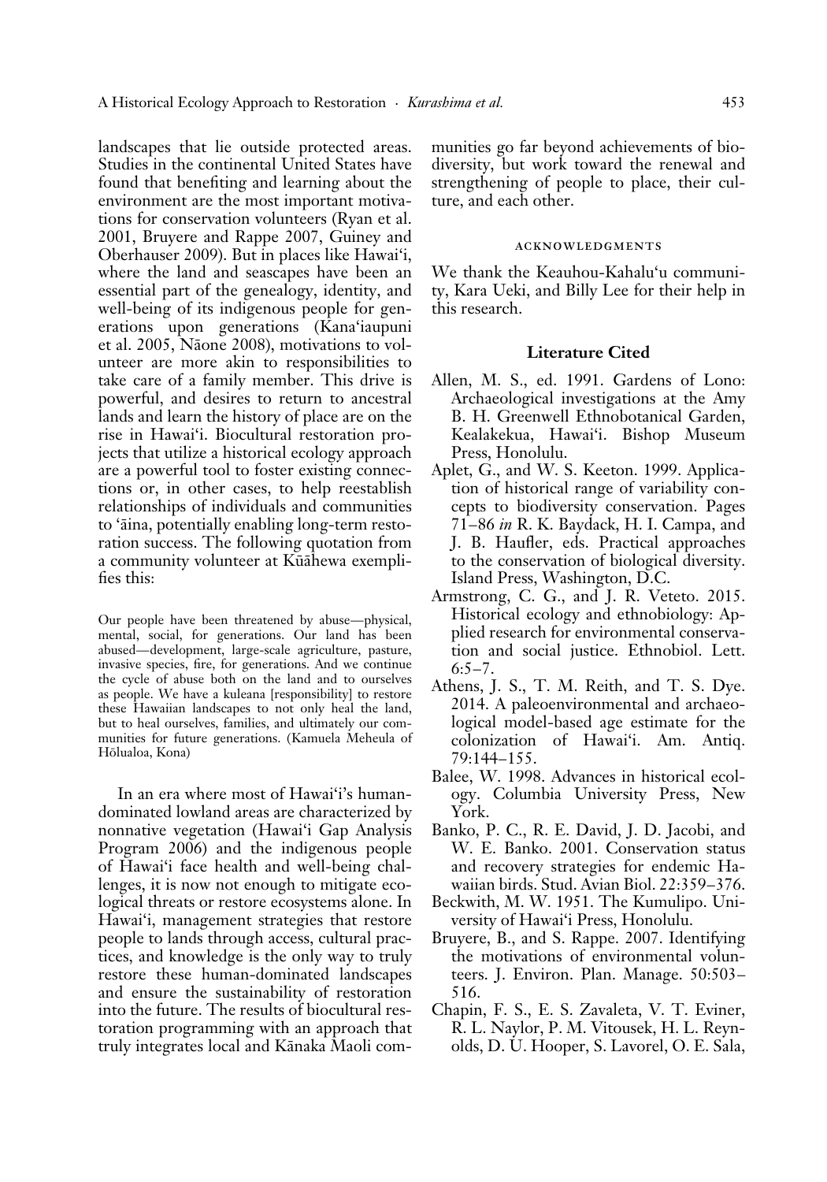landscapes that lie outside protected areas. Studies in the continental United States have found that benefiting and learning about the environment are the most important motivations for conservation volunteers (Ryan et al. 2001, Bruyere and Rappe 2007, Guiney and Oberhauser 2009). But in places like Hawai'i, where the land and seascapes have been an essential part of the genealogy, identity, and well-being of its indigenous people for generations upon generations (Kana'iaupuni et al. 2005, Nāone 2008), motivations to volunteer are more akin to responsibilities to take care of a family member. This drive is powerful, and desires to return to ancestral lands and learn the history of place are on the rise in Hawai'i. Biocultural restoration projects that utilize a historical ecology approach are a powerful tool to foster existing connections or, in other cases, to help reestablish relationships of individuals and communities to 'āina, potentially enabling long-term restoration success. The following quotation from a community volunteer at Kūāhewa exemplifies this:

> Our people have been threatened by abuse—physical, mental, social, for generations. Our land has been abused—development, large-scale agriculture, pasture, invasive species, fire, for generations. And we continue the cycle of abuse both on the land and to ourselves as people. We have a kuleana [responsibility] to restore these Hawaiian landscapes to not only heal the land, but to heal ourselves, families, and ultimately our communities for future generations. (Kamuela Meheula of Hōlualoa, Kona)

In an era where most of Hawai'i's human-dominated lowland areas are characterized by nonnative vegetation (Hawai'i Gap Analysis Program 2006) and the indigenous people of Hawai'i face health and well-being challenges, it is now not enough to mitigate ecological threats or restore ecosystems alone. In Hawai'i, management strategies that restore people to lands through access, cultural practices, and knowledge is the only way to truly restore these human-dominated landscapes and ensure the sustainability of restoration into the future. The results of biocultural restoration programming with an approach that truly integrates local and Kānaka Maoli communities go far beyond achievements of biodiversity, but work toward the renewal and strengthening of people to place, their culture, and each other.

## ACKNOWLEDGMENTS

We thank the Keauhou-Kahalu'u community, Kara Ueki, and Billy Lee for their help in this research.

## Literature Cited

Allen, M. S., ed. 1991. Gardens of Lono: Archaeological investigations at the Amy B. H. Greenwell Ethnobotanical Garden, Kealakekua, Hawai'i. Bishop Museum Press, Honolulu.

Aplet, G., and W. S. Keeton. 1999. Application of historical range of variability concepts to biodiversity conservation. Pages 71–86 *in* R. K. Baydack, H. I. Campa, and J. B. Haufler, eds. Practical approaches to the conservation of biological diversity. Island Press, Washington, D.C.

Armstrong, C. G., and J. R. Veteto. 2015. Historical ecology and ethnobiology: Applied research for environmental conservation and social justice. Ethnobiol. Lett. 6:5–7.

Athens, J. S., T. M. Reith, and T. S. Dye. 2014. A paleoenvironmental and archaeological model-based age estimate for the colonization of Hawai'i. Am. Antiq. 79:144–155.

Balee, W. 1998. Advances in historical ecology. Columbia University Press, New York.

Banko, P. C., R. E. David, J. D. Jacobi, and W. E. Banko. 2001. Conservation status and recovery strategies for endemic Hawaiian birds. Stud. Avian Biol. 22:359–376.

Beckwith, M. W. 1951. The Kumulipo. University of Hawai'i Press, Honolulu.

Bruyere, B., and S. Rappe. 2007. Identifying the motivations of environmental volunteers. J. Environ. Plan. Manage. 50:503–516.

Chapin, F. S., E. S. Zavaleta, V. T. Eviner, R. L. Naylor, P. M. Vitousek, H. L. Reynolds, D. U. Hooper, S. Lavorel, O. E. Sala,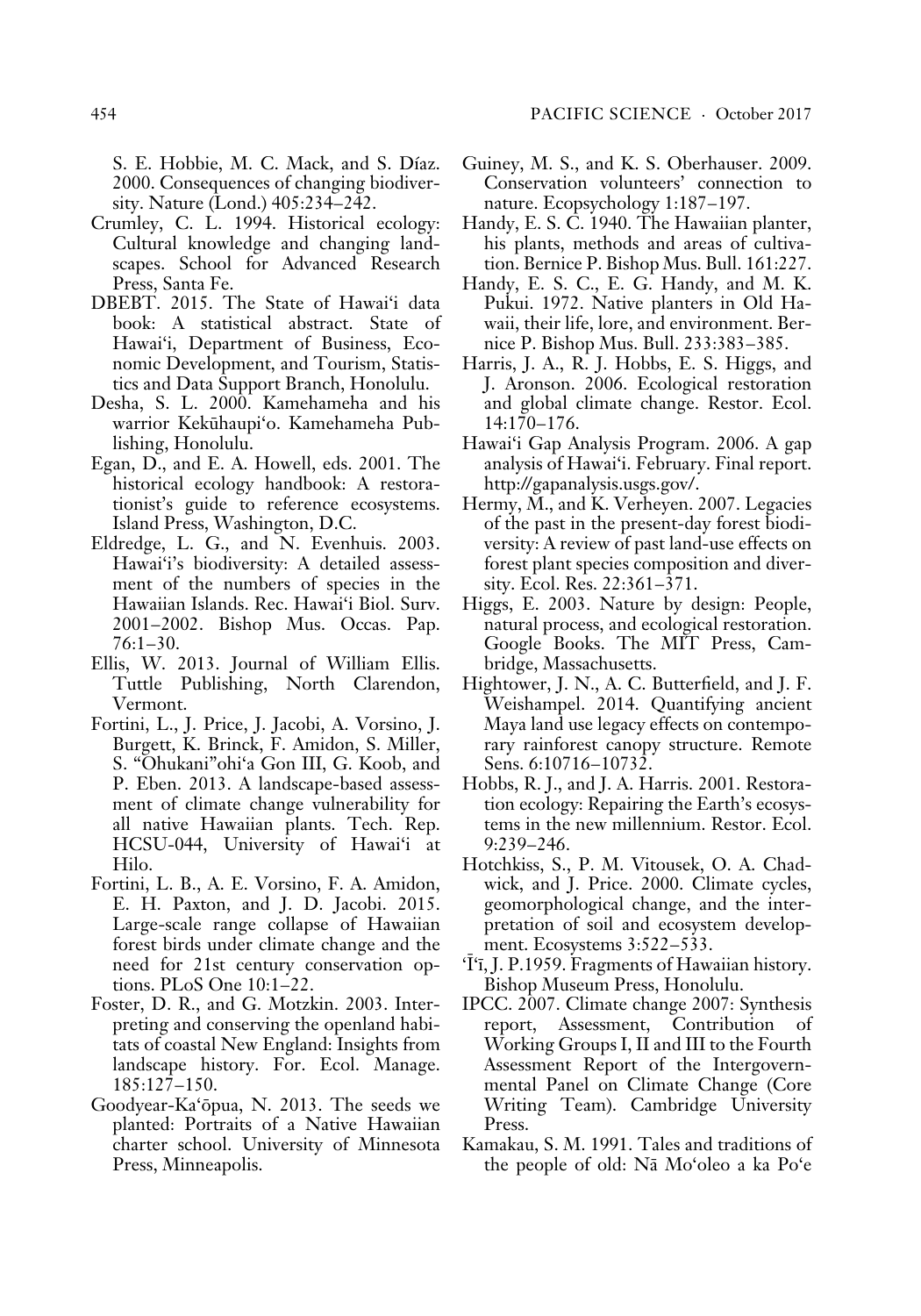S. E. Hobbie, M. C. Mack, and S. Díaz. 2000. Consequences of changing biodiversity. Nature (Lond.) 405:234–242.

Crumley, C. L. 1994. Historical ecology: Cultural knowledge and changing landscapes. School for Advanced Research Press, Santa Fe.

DBEBT. 2015. The State of Hawai'i data book: A statistical abstract. State of Hawai'i, Department of Business, Economic Development, and Tourism, Statistics and Data Support Branch, Honolulu.

Desha, S. L. 2000. Kamehameha and his warrior Kekūhaupi'o. Kamehameha Publishing, Honolulu.

Egan, D., and E. A. Howell, eds. 2001. The historical ecology handbook: A restorationist's guide to reference ecosystems. Island Press, Washington, D.C.

Eldredge, L. G., and N. Evenhuis. 2003. Hawai'i's biodiversity: A detailed assessment of the numbers of species in the Hawaiian Islands. Rec. Hawai'i Biol. Surv. 2001–2002. Bishop Mus. Occas. Pap. 76:1–30.

Ellis, W. 2013. Journal of William Ellis. Tuttle Publishing, North Clarendon, Vermont.

Fortini, L., J. Price, J. Jacobi, A. Vorsino, J. Burgett, K. Brinck, F. Amidon, S. Miller, S. "Ohukani"ohi'a Gon III, G. Koob, and P. Eben. 2013. A landscape-based assessment of climate change vulnerability for all native Hawaiian plants. Tech. Rep. HCSU-044, University of Hawai'i at Hilo.

Fortini, L. B., A. E. Vorsino, F. A. Amidon, E. H. Paxton, and J. D. Jacobi. 2015. Large-scale range collapse of Hawaiian forest birds under climate change and the need for 21st century conservation options. PLoS One 10:1–22.

Foster, D. R., and G. Motzkin. 2003. Interpreting and conserving the openland habitats of coastal New England: Insights from landscape history. For. Ecol. Manage. 185:127–150.

Goodyear-Ka'ōpua, N. 2013. The seeds we planted: Portraits of a Native Hawaiian charter school. University of Minnesota Press, Minneapolis.

Guiney, M. S., and K. S. Oberhauser. 2009. Conservation volunteers' connection to nature. Ecopsychology 1:187–197.

Handy, E. S. C. 1940. The Hawaiian planter, his plants, methods and areas of cultivation. Bernice P. Bishop Mus. Bull. 161:227.

Handy, E. S. C., E. G. Handy, and M. K. Pukui. 1972. Native planters in Old Hawaii, their life, lore, and environment. Bernice P. Bishop Mus. Bull. 233:383–385.

Harris, J. A., R. J. Hobbs, E. S. Higgs, and J. Aronson. 2006. Ecological restoration and global climate change. Restor. Ecol. 14:170–176.

Hawai'i Gap Analysis Program. 2006. A gap analysis of Hawai'i. February. Final report. http://gapanalysis.usgs.gov/.

Hermy, M., and K. Verheyen. 2007. Legacies of the past in the present-day forest biodiversity: A review of past land-use effects on forest plant species composition and diversity. Ecol. Res. 22:361–371.

Higgs, E. 2003. Nature by design: People, natural process, and ecological restoration. Google Books. The MIT Press, Cambridge, Massachusetts.

Hightower, J. N., A. C. Butterfield, and J. F. Weishampel. 2014. Quantifying ancient Maya land use legacy effects on contemporary rainforest canopy structure. Remote Sens. 6:10716–10732.

Hobbs, R. J., and J. A. Harris. 2001. Restoration ecology: Repairing the Earth's ecosystems in the new millennium. Restor. Ecol. 9:239–246.

Hotchkiss, S., P. M. Vitousek, O. A. Chadwick, and J. Price. 2000. Climate cycles, geomorphological change, and the interpretation of soil and ecosystem development. Ecosystems 3:522–533.

'Ī'ī, J. P. 1959. Fragments of Hawaiian history. Bishop Museum Press, Honolulu.

IPCC. 2007. Climate change 2007: Synthesis report, Assessment, Contribution of Working Groups I, II and III to the Fourth Assessment Report of the Intergovernmental Panel on Climate Change (Core Writing Team). Cambridge University Press.

Kamakau, S. M. 1991. Tales and traditions of the people of old: Nā Mo'oleo a ka Po'e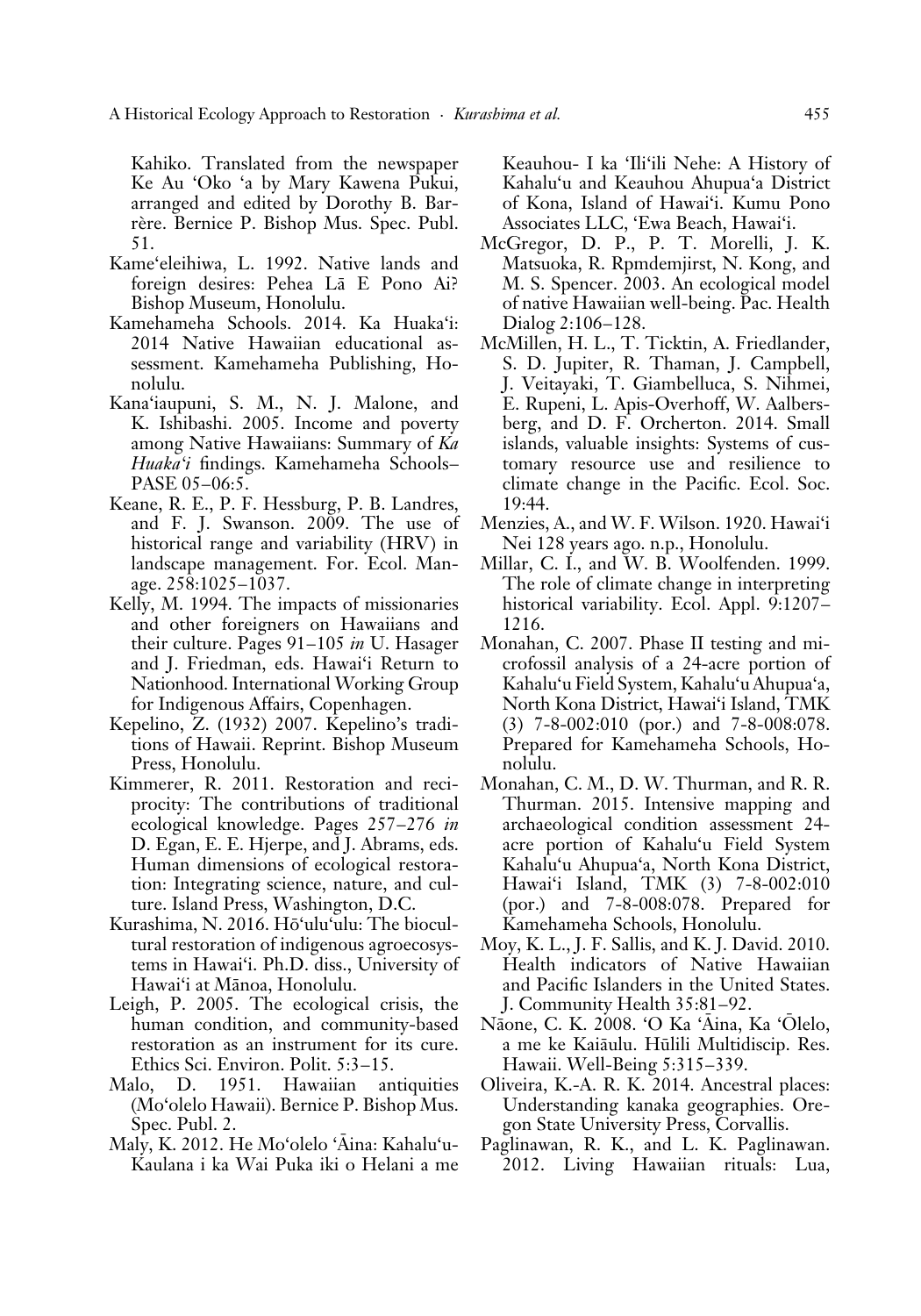Kahiko. Translated from the newspaper Ke Au ʻOko ʻa by Mary Kawena Pukui, arranged and edited by Dorothy B. Barrère. Bernice P. Bishop Mus. Spec. Publ. 51.

Kameʻeleihiwa, L. 1992. Native lands and foreign desires: Pehea Lā E Pono Ai? Bishop Museum, Honolulu.

Kamehameha Schools. 2014. Ka Huakaʻi: 2014 Native Hawaiian educational assessment. Kamehameha Publishing, Honolulu.

Kanaʻiaupuni, S. M., N. J. Malone, and K. Ishibashi. 2005. Income and poverty among Native Hawaiians: Summary of *Ka Huakaʻi* findings. Kamehameha Schools–PASE 05–06:5.

Keane, R. E., P. F. Hessburg, P. B. Landres, and F. J. Swanson. 2009. The use of historical range and variability (HRV) in landscape management. For. Ecol. Manage. 258:1025–1037.

Kelly, M. 1994. The impacts of missionaries and other foreigners on Hawaiians and their culture. Pages 91–105 *in* U. Hasager and J. Friedman, eds. Hawaiʻi Return to Nationhood. International Working Group for Indigenous Affairs, Copenhagen.

Kepelino, Z. (1932) 2007. Kepelino's traditions of Hawaii. Reprint. Bishop Museum Press, Honolulu.

Kimmerer, R. 2011. Restoration and reciprocity: The contributions of traditional ecological knowledge. Pages 257–276 *in* D. Egan, E. E. Hjerpe, and J. Abrams, eds. Human dimensions of ecological restoration: Integrating science, nature, and culture. Island Press, Washington, D.C.

Kurashima, N. 2016. Hōʻuluʻulu: The biocultural restoration of indigenous agroecosystems in Hawaiʻi. Ph.D. diss., University of Hawaiʻi at Mānoa, Honolulu.

Leigh, P. 2005. The ecological crisis, the human condition, and community-based restoration as an instrument for its cure. Ethics Sci. Environ. Polit. 5:3–15.

Malo, D. 1951. Hawaiian antiquities (Moʻolelo Hawaii). Bernice P. Bishop Mus. Spec. Publ. 2.

Maly, K. 2012. He Moʻolelo ʻĀina: Kahaluʻu-Kaulana i ka Wai Puka iki o Helani a me Keauhou- I ka ʻIliʻili Nehe: A History of Kahaluʻu and Keauhou Ahupuaʻa District of Kona, Island of Hawaiʻi. Kumu Pono Associates LLC, ʻEwa Beach, Hawaiʻi.

McGregor, D. P., P. T. Morelli, J. K. Matsuoka, R. Rpmdemjirst, N. Kong, and M. S. Spencer. 2003. An ecological model of native Hawaiian well-being. Pac. Health Dialog 2:106–128.

McMillen, H. L., T. Ticktin, A. Friedlander, S. D. Jupiter, R. Thaman, J. Campbell, J. Veitayaki, T. Giambelluca, S. Nihmei, E. Rupeni, L. Apis-Overhoff, W. Aalbersberg, and D. F. Orcherton. 2014. Small islands, valuable insights: Systems of customary resource use and resilience to climate change in the Pacific. Ecol. Soc. 19:44.

Menzies, A., and W. F. Wilson. 1920. Hawaiʻi Nei 128 years ago. n.p., Honolulu.

Millar, C. I., and W. B. Woolfenden. 1999. The role of climate change in interpreting historical variability. Ecol. Appl. 9:1207–1216.

Monahan, C. 2007. Phase II testing and microfossil analysis of a 24-acre portion of Kahaluʻu Field System, Kahaluʻu Ahupuaʻa, North Kona District, Hawaiʻi Island, TMK (3) 7-8-002:010 (por.) and 7-8-008:078. Prepared for Kamehameha Schools, Honolulu.

Monahan, C. M., D. W. Thurman, and R. R. Thurman. 2015. Intensive mapping and archaeological condition assessment 24-acre portion of Kahaluʻu Field System Kahaluʻu Ahupuaʻa, North Kona District, Hawaiʻi Island, TMK (3) 7-8-002:010 (por.) and 7-8-008:078. Prepared for Kamehameha Schools, Honolulu.

Moy, K. L., J. F. Sallis, and K. J. David. 2010. Health indicators of Native Hawaiian and Pacific Islanders in the United States. J. Community Health 35:81–92.

Nāone, C. K. 2008. ʻO Ka ʻĀina, Ka ʻŌlelo, a me ke Kaiāulu. Hūlili Multidiscip. Res. Hawaii. Well-Being 5:315–339.

Oliveira, K.-A. R. K. 2014. Ancestral places: Understanding kanaka geographies. Oregon State University Press, Corvallis.

Paglinawan, R. K., and L. K. Paglinawan. 2012. Living Hawaiian rituals: Lua,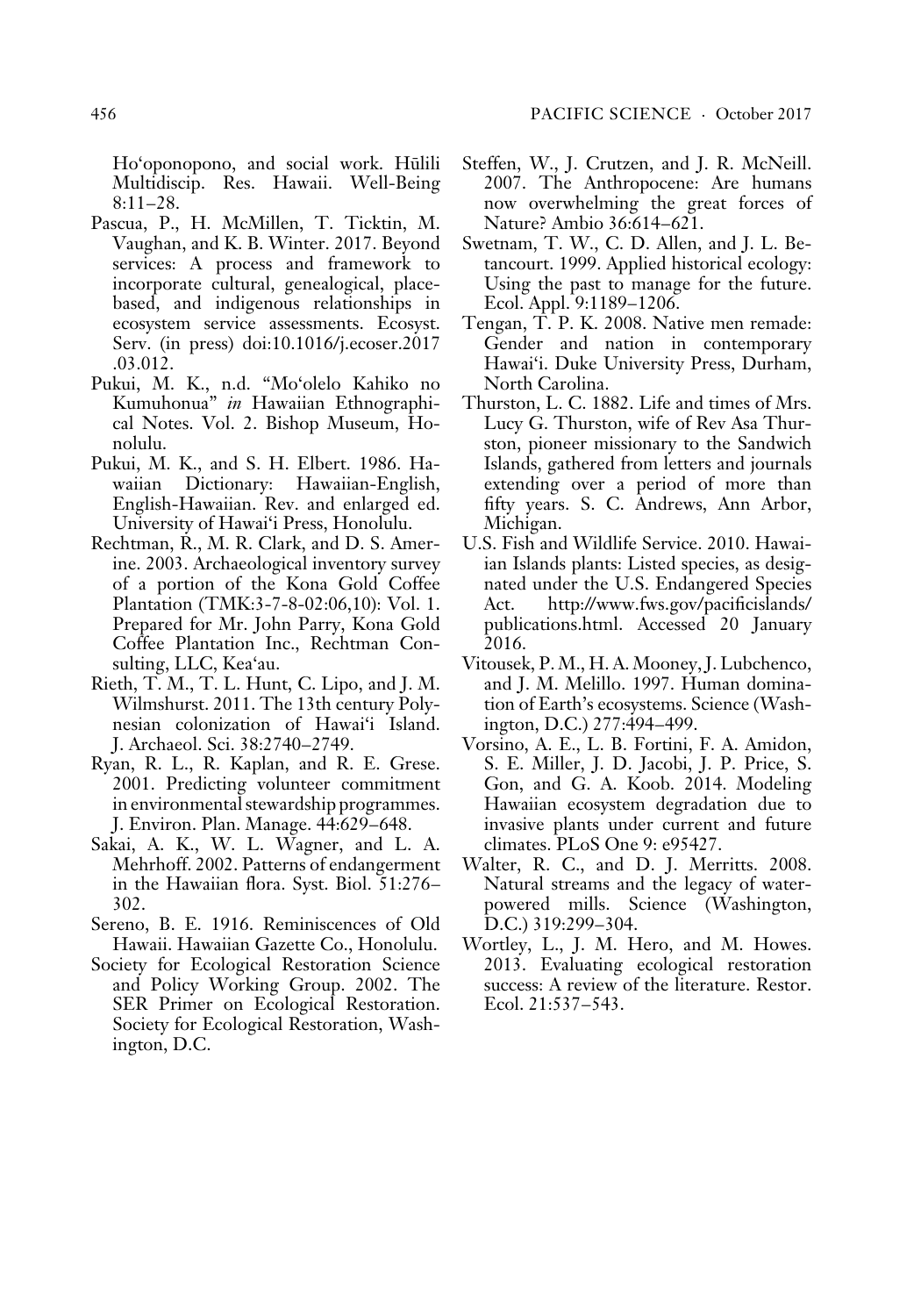Hoʻoponopono, and social work. Hūlili Multidiscip. Res. Hawaii. Well-Being 8:11–28.

Pascua, P., H. McMillen, T. Ticktin, M. Vaughan, and K. B. Winter. 2017. Beyond services: A process and framework to incorporate cultural, genealogical, place-based, and indigenous relationships in ecosystem service assessments. Ecosyst. Serv. (in press) doi:10.1016/j.ecoser.2017.03.012.

Pukui, M. K., n.d. "Moʻolelo Kahiko no Kumuhonua" *in* Hawaiian Ethnographical Notes. Vol. 2. Bishop Museum, Honolulu.

Pukui, M. K., and S. H. Elbert. 1986. Hawaiian Dictionary: Hawaiian-English, English-Hawaiian. Rev. and enlarged ed. University of Hawaiʻi Press, Honolulu.

Rechtman, R., M. R. Clark, and D. S. Amerine. 2003. Archaeological inventory survey of a portion of the Kona Gold Coffee Plantation (TMK:3-7-8-02:06,10): Vol. 1. Prepared for Mr. John Parry, Kona Gold Coffee Plantation Inc., Rechtman Consulting, LLC, Keaʻau.

Rieth, T. M., T. L. Hunt, C. Lipo, and J. M. Wilmshurst. 2011. The 13th century Polynesian colonization of Hawaiʻi Island. J. Archaeol. Sci. 38:2740–2749.

Ryan, R. L., R. Kaplan, and R. E. Grese. 2001. Predicting volunteer commitment in environmental stewardship programmes. J. Environ. Plan. Manage. 44:629–648.

Sakai, A. K., W. L. Wagner, and L. A. Mehrhoff. 2002. Patterns of endangerment in the Hawaiian flora. Syst. Biol. 51:276–302.

Sereno, B. E. 1916. Reminiscences of Old Hawaii. Hawaiian Gazette Co., Honolulu.

Society for Ecological Restoration Science and Policy Working Group. 2002. The SER Primer on Ecological Restoration. Society for Ecological Restoration, Washington, D.C.

Steffen, W., J. Crutzen, and J. R. McNeill. 2007. The Anthropocene: Are humans now overwhelming the great forces of Nature? Ambio 36:614–621.

Swetnam, T. W., C. D. Allen, and J. L. Betancourt. 1999. Applied historical ecology: Using the past to manage for the future. Ecol. Appl. 9:1189–1206.

Tengan, T. P. K. 2008. Native men remade: Gender and nation in contemporary Hawaiʻi. Duke University Press, Durham, North Carolina.

Thurston, L. C. 1882. Life and times of Mrs. Lucy G. Thurston, wife of Rev Asa Thurston, pioneer missionary to the Sandwich Islands, gathered from letters and journals extending over a period of more than fifty years. S. C. Andrews, Ann Arbor, Michigan.

U.S. Fish and Wildlife Service. 2010. Hawaiian Islands plants: Listed species, as designated under the U.S. Endangered Species Act. http://www.fws.gov/pacificislands/publications.html. Accessed 20 January 2016.

Vitousek, P. M., H. A. Mooney, J. Lubchenco, and J. M. Melillo. 1997. Human domination of Earth's ecosystems. Science (Washington, D.C.) 277:494–499.

Vorsino, A. E., L. B. Fortini, F. A. Amidon, S. E. Miller, J. D. Jacobi, J. P. Price, S. Gon, and G. A. Koob. 2014. Modeling Hawaiian ecosystem degradation due to invasive plants under current and future climates. PLoS One 9: e95427.

Walter, R. C., and D. J. Merritts. 2008. Natural streams and the legacy of water-powered mills. Science (Washington, D.C.) 319:299–304.

Wortley, L., J. M. Hero, and M. Howes. 2013. Evaluating ecological restoration success: A review of the literature. Restor. Ecol. 21:537–543.